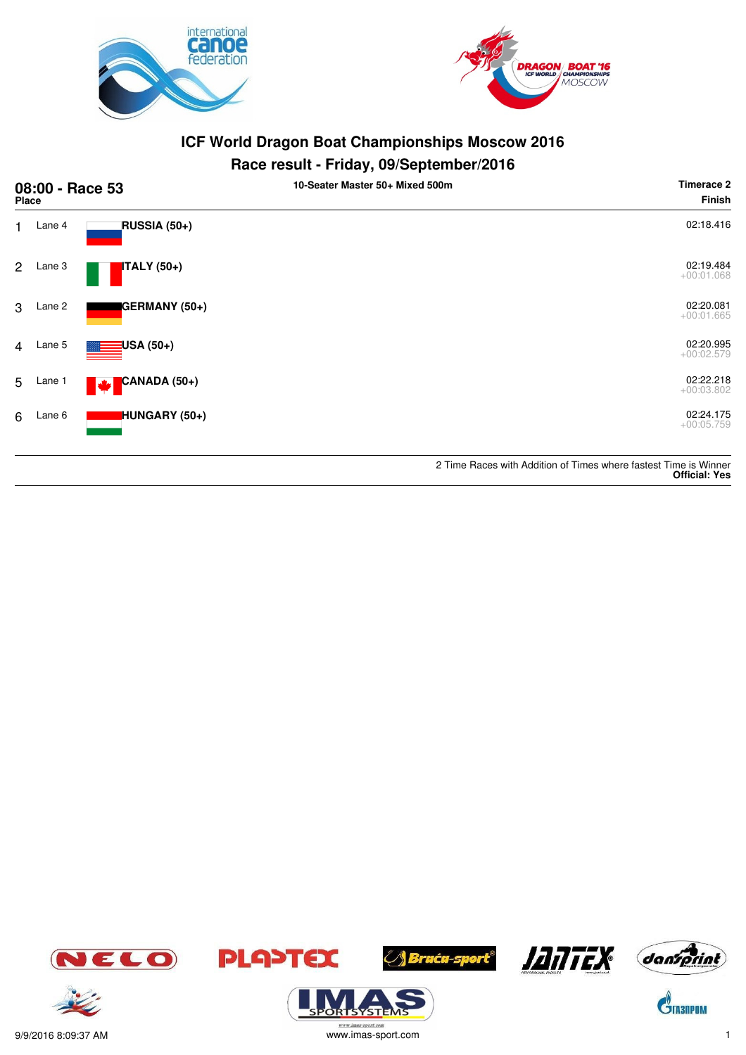# ICF World Dragon Boat Championships Moscow 2016

## Race result - Friday, 09/September/2016

**08:00 - Race 53** — 10-Seater Master 50+ Mixed 500m — Timerace 2

| Place | Lane | Crew | Finish |
|---|---|---|---|
| 1 | Lane 4 | RUSSIA (50+) | 02:18.416 |
| 2 | Lane 3 | ITALY (50+) | 02:19.484<br>+00:01.068 |
| 3 | Lane 2 | GERMANY (50+) | 02:20.081<br>+00:01.665 |
| 4 | Lane 5 | USA (50+) | 02:20.995<br>+00:02.579 |
| 5 | Lane 1 | CANADA (50+) | 02:22.218<br>+00:03.802 |
| 6 | Lane 6 | HUNGARY (50+) | 02:24.175<br>+00:05.759 |

2 Time Races with Addition of Times where fastest Time is Winner
**Official: Yes**

9/9/2016 8:09:37 AM

www.imas-sport.com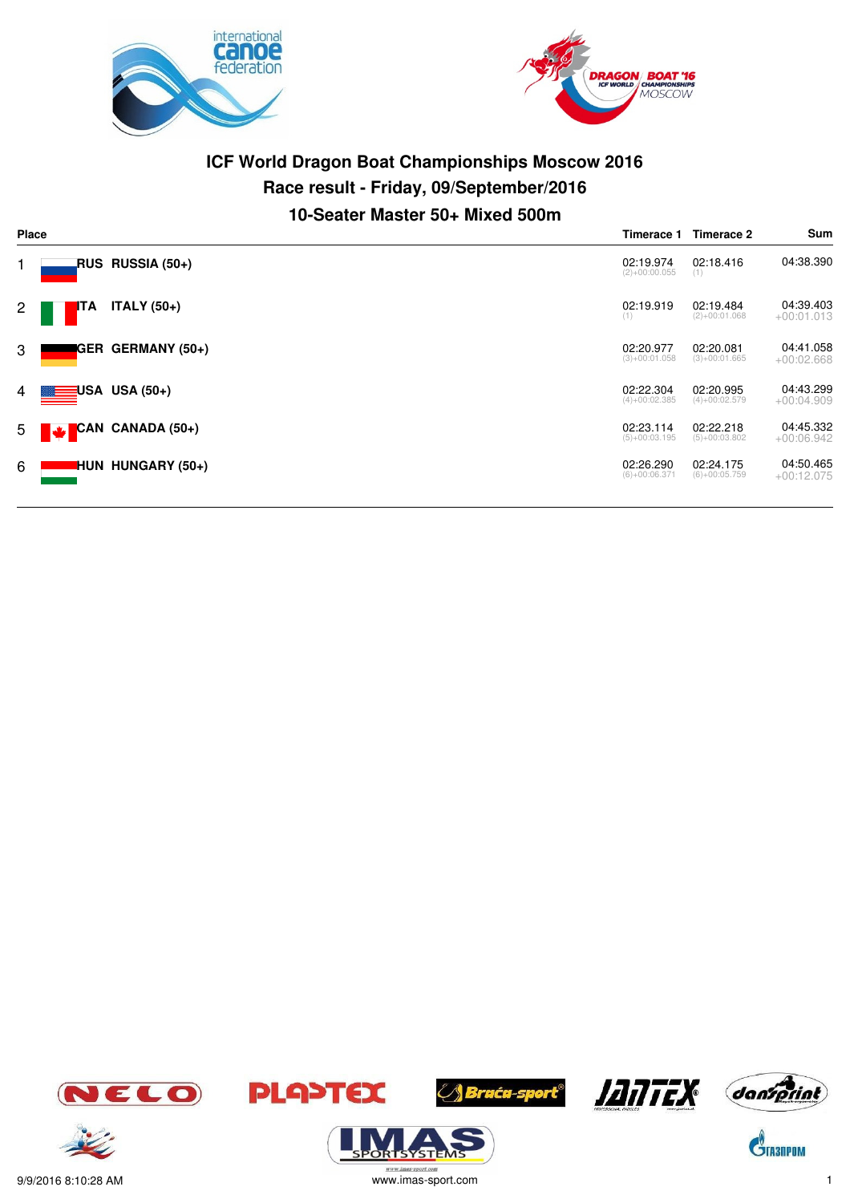# ICF World Dragon Boat Championships Moscow 2016

## Race result - Friday, 09/September/2016

### 10-Seater Master 50+ Mixed 500m

| Place | | Timerace 1 | Timerace 2 | Sum |
|---|---|---|---|---|
| 1 | RUS RUSSIA (50+) | 02:19.974 (2)+00:00.055 | 02:18.416 (1) | 04:38.390 |
| 2 | ITA ITALY (50+) | 02:19.919 (1) | 02:19.484 (2)+00:01.068 | 04:39.403 +00:01.013 |
| 3 | GER GERMANY (50+) | 02:20.977 (3)+00:01.058 | 02:20.081 (3)+00:01.665 | 04:41.058 +00:02.668 |
| 4 | USA USA (50+) | 02:22.304 (4)+00:02.385 | 02:20.995 (4)+00:02.579 | 04:43.299 +00:04.909 |
| 5 | CAN CANADA (50+) | 02:23.114 (5)+00:03.195 | 02:22.218 (5)+00:03.802 | 04:45.332 +00:06.942 |
| 6 | HUN HUNGARY (50+) | 02:26.290 (6)+00:06.371 | 02:24.175 (6)+00:05.759 | 04:50.465 +00:12.075 |

9/9/2016 8:10:28 AM

www.imas-sport.com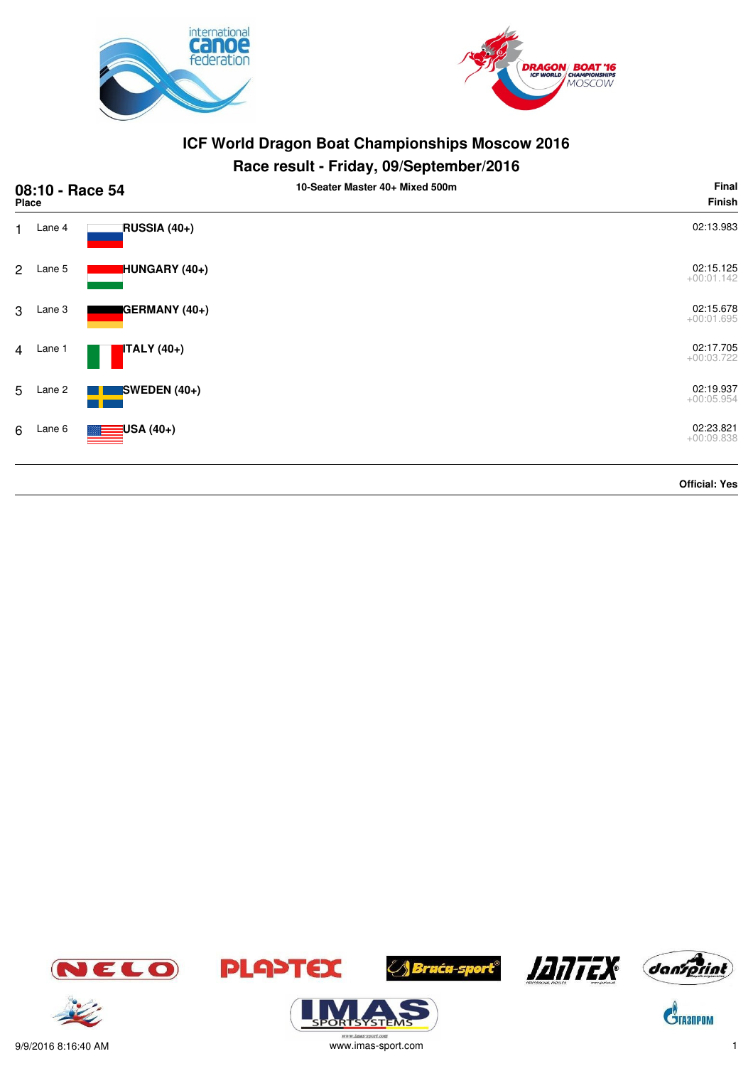# ICF World Dragon Boat Championships Moscow 2016

## Race result - Friday, 09/September/2016

**08:10 - Race 54** — 10-Seater Master 40+ Mixed 500m — **Final**

| Place | Lane | Team | Finish |
|---|---|---|---|
| 1 | Lane 4 | RUSSIA (40+) | 02:13.983 |
| 2 | Lane 5 | HUNGARY (40+) | 02:15.125<br>+00:01.142 |
| 3 | Lane 3 | GERMANY (40+) | 02:15.678<br>+00:01.695 |
| 4 | Lane 1 | ITALY (40+) | 02:17.705<br>+00:03.722 |
| 5 | Lane 2 | SWEDEN (40+) | 02:19.937<br>+00:05.954 |
| 6 | Lane 6 | USA (40+) | 02:23.821<br>+00:09.838 |

**Official: Yes**

9/9/2016 8:16:40 AM — www.imas-sport.com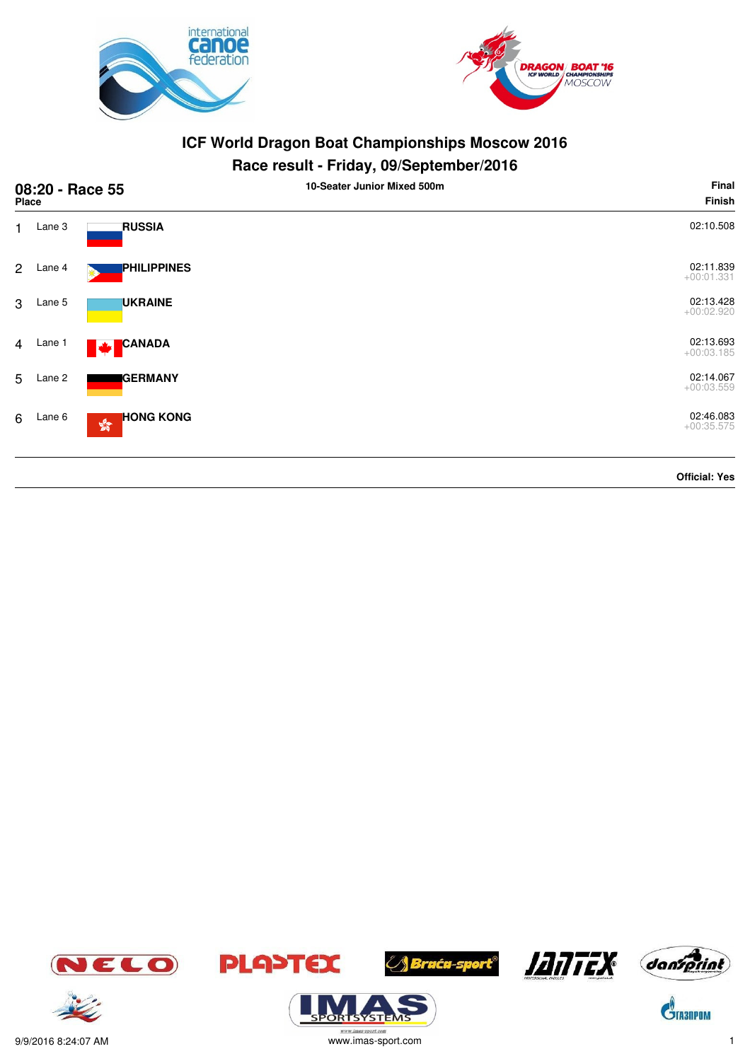# ICF World Dragon Boat Championships Moscow 2016

## Race result - Friday, 09/September/2016

**08:20 - Race 55** — 10-Seater Junior Mixed 500m — **Final**

| Place | Lane | Country | Finish |
|---|---|---|---|
| 1 | Lane 3 | RUSSIA | 02:10.508 |
| 2 | Lane 4 | PHILIPPINES | 02:11.839 +00:01.331 |
| 3 | Lane 5 | UKRAINE | 02:13.428 +00:02.920 |
| 4 | Lane 1 | CANADA | 02:13.693 +00:03.185 |
| 5 | Lane 2 | GERMANY | 02:14.067 +00:03.559 |
| 6 | Lane 6 | HONG KONG | 02:46.083 +00:35.575 |

**Official: Yes**

9/9/2016 8:24:07 AM

www.imas-sport.com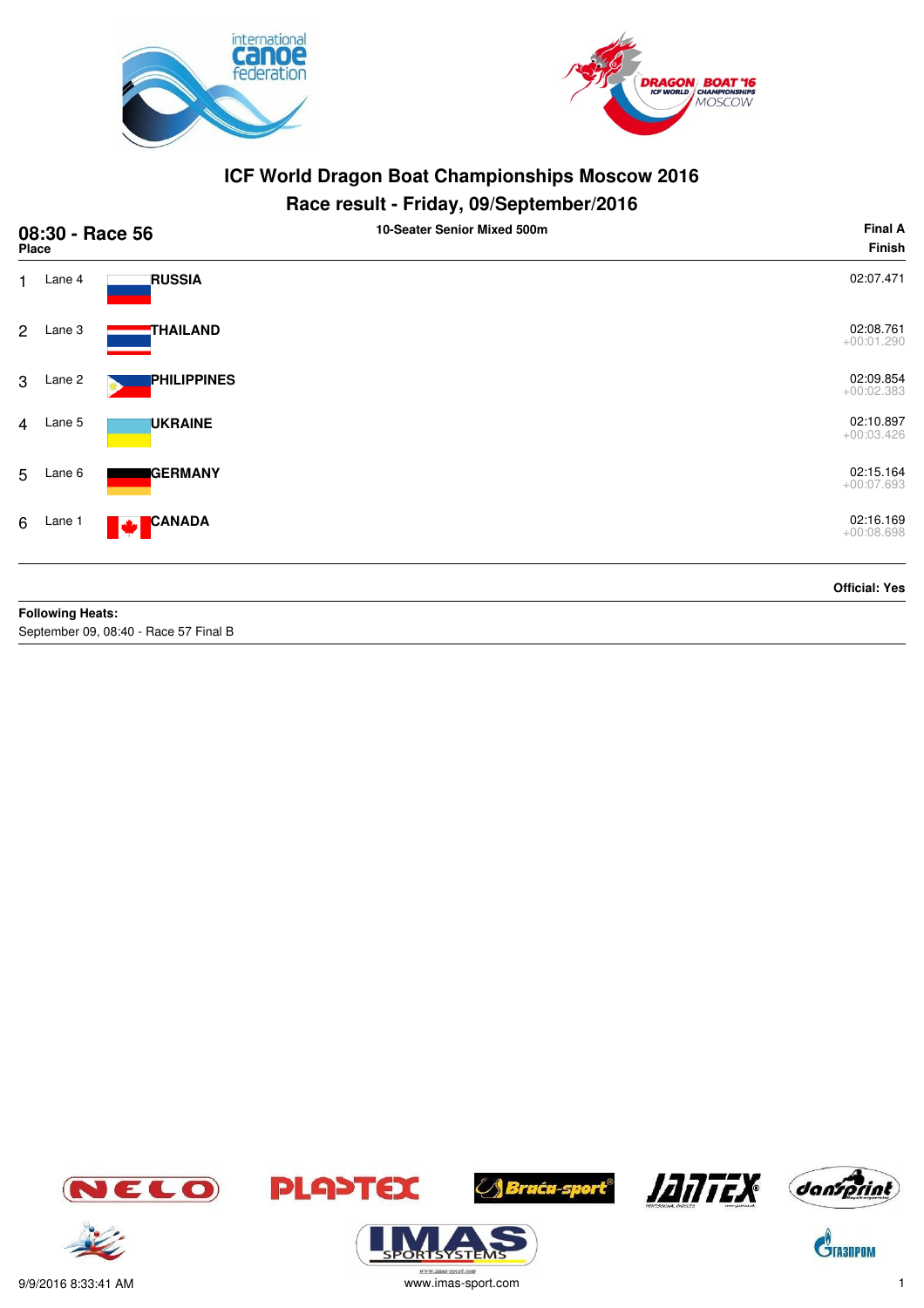# ICF World Dragon Boat Championships Moscow 2016

## Race result - Friday, 09/September/2016

**08:30 - Race 56** | **10-Seater Senior Mixed 500m** | **Final A**

| Place | Lane | Country | Finish |
|---|---|---|---|
| 1 | Lane 4 | **RUSSIA** | 02:07.471 |
| 2 | Lane 3 | **THAILAND** | 02:08.761<br>+00:01.290 |
| 3 | Lane 2 | **PHILIPPINES** | 02:09.854<br>+00:02.383 |
| 4 | Lane 5 | **UKRAINE** | 02:10.897<br>+00:03.426 |
| 5 | Lane 6 | **GERMANY** | 02:15.164<br>+00:07.693 |
| 6 | Lane 1 | **CANADA** | 02:16.169<br>+00:08.698 |

**Official: Yes**

**Following Heats:**
September 09, 08:40 - Race 57 Final B

9/9/2016 8:33:41 AM

www.imas-sport.com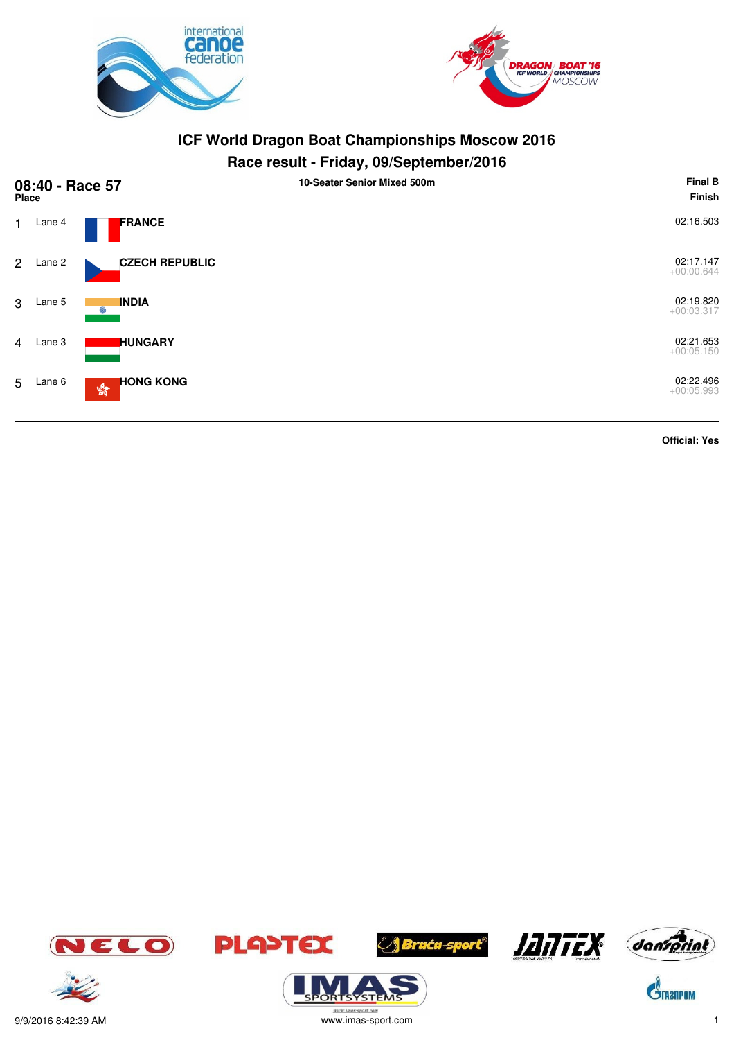# ICF World Dragon Boat Championships Moscow 2016

## Race result - Friday, 09/September/2016

**08:40 - Race 57** — 10-Seater Senior Mixed 500m — **Final B**

| Place | Lane | Country | Finish |
|---|---|---|---|
| 1 | Lane 4 | **FRANCE** | 02:16.503 |
| 2 | Lane 2 | **CZECH REPUBLIC** | 02:17.147<br>+00:00.644 |
| 3 | Lane 5 | **INDIA** | 02:19.820<br>+00:03.317 |
| 4 | Lane 3 | **HUNGARY** | 02:21.653<br>+00:05.150 |
| 5 | Lane 6 | **HONG KONG** | 02:22.496<br>+00:05.993 |

**Official: Yes**

9/9/2016 8:42:39 AM

www.imas-sport.com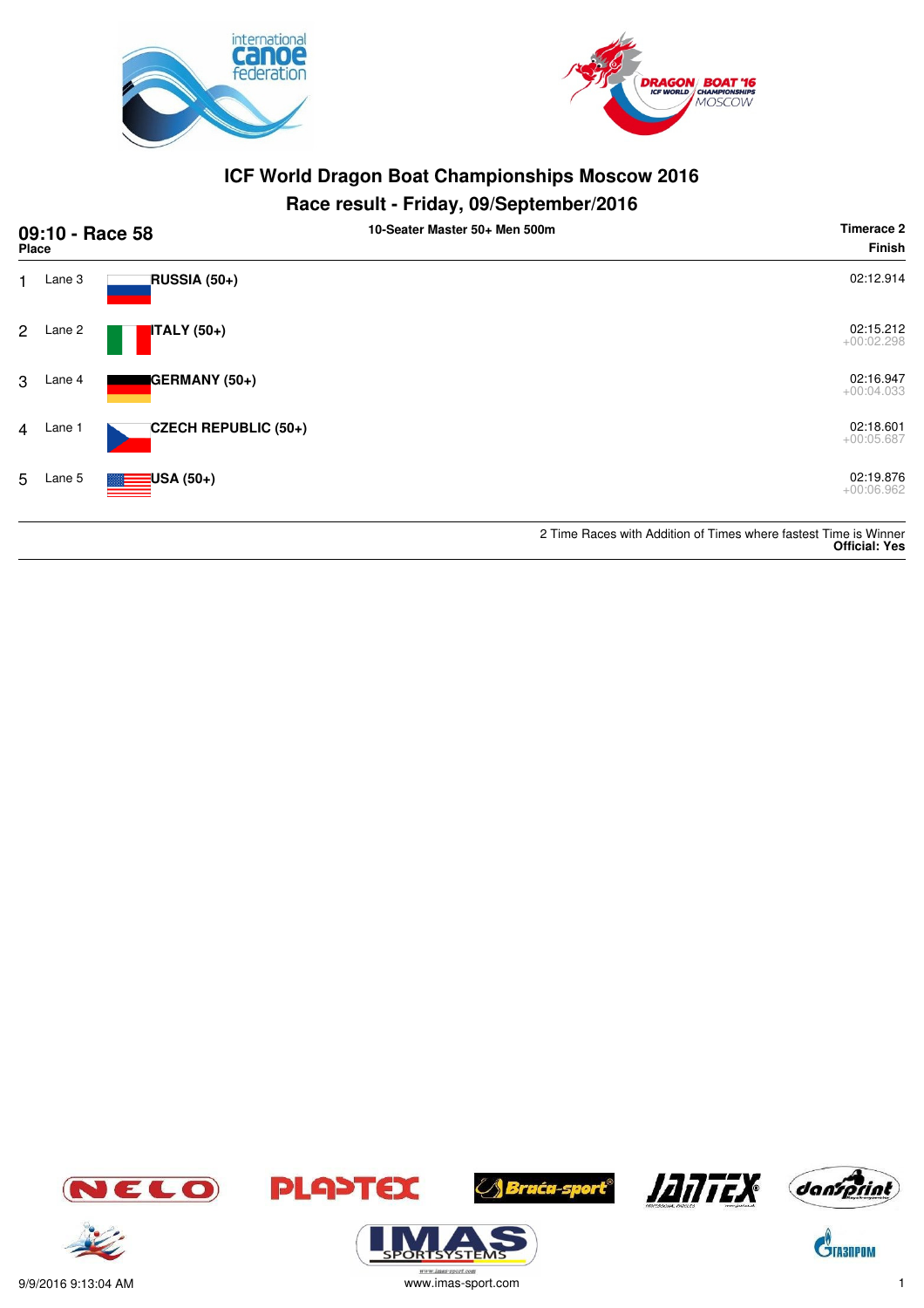# ICF World Dragon Boat Championships Moscow 2016

## Race result - Friday, 09/September/2016

### 09:10 - Race 58

10-Seater Master 50+ Men 500m

| Place | Lane | Team | Timerace 2 Finish |
|---|---|---|---|
| 1 | Lane 3 | **RUSSIA (50+)** | 02:12.914 |
| 2 | Lane 2 | **ITALY (50+)** | 02:15.212 +00:02.298 |
| 3 | Lane 4 | **GERMANY (50+)** | 02:16.947 +00:04.033 |
| 4 | Lane 1 | **CZECH REPUBLIC (50+)** | 02:18.601 +00:05.687 |
| 5 | Lane 5 | **USA (50+)** | 02:19.876 +00:06.962 |

2 Time Races with Addition of Times where fastest Time is Winner
**Official: Yes**

9/9/2016 9:13:04 AM

www.imas-sport.com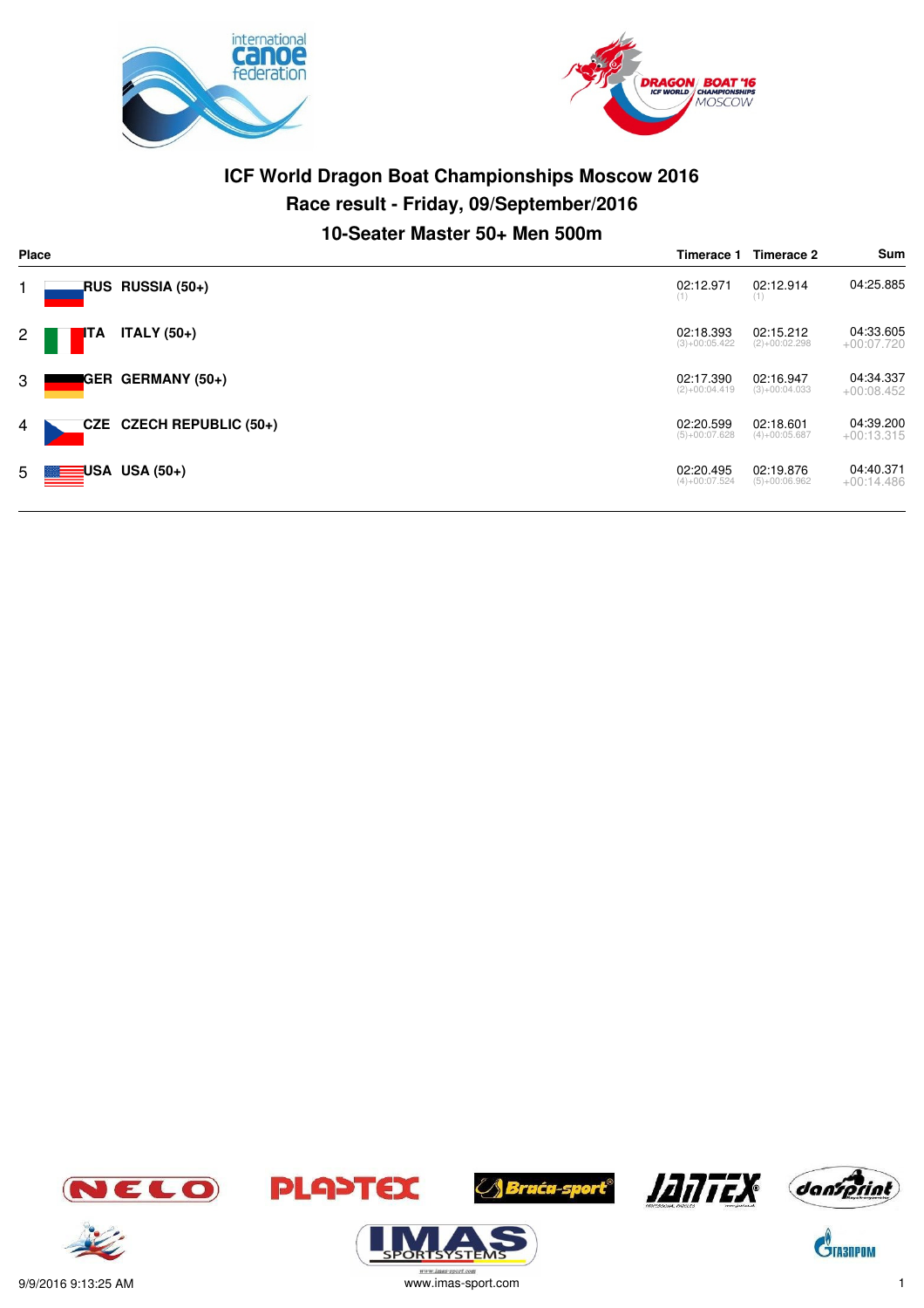# ICF World Dragon Boat Championships Moscow 2016

## Race result - Friday, 09/September/2016

### 10-Seater Master 50+ Men 500m

| Place | | Timerace 1 | Timerace 2 | Sum |
|---|---|---|---|---|
| 1 | RUS RUSSIA (50+) | 02:12.971 (1) | 02:12.914 (1) | 04:25.885 |
| 2 | ITA ITALY (50+) | 02:18.393 (3)+00:05.422 | 02:15.212 (2)+00:02.298 | 04:33.605 +00:07.720 |
| 3 | GER GERMANY (50+) | 02:17.390 (2)+00:04.419 | 02:16.947 (3)+00:04.033 | 04:34.337 +00:08.452 |
| 4 | CZE CZECH REPUBLIC (50+) | 02:20.599 (5)+00:07.628 | 02:18.601 (4)+00:05.687 | 04:39.200 +00:13.315 |
| 5 | USA USA (50+) | 02:20.495 (4)+00:07.524 | 02:19.876 (5)+00:06.962 | 04:40.371 +00:14.486 |

9/9/2016 9:13:25 AM

www.imas-sport.com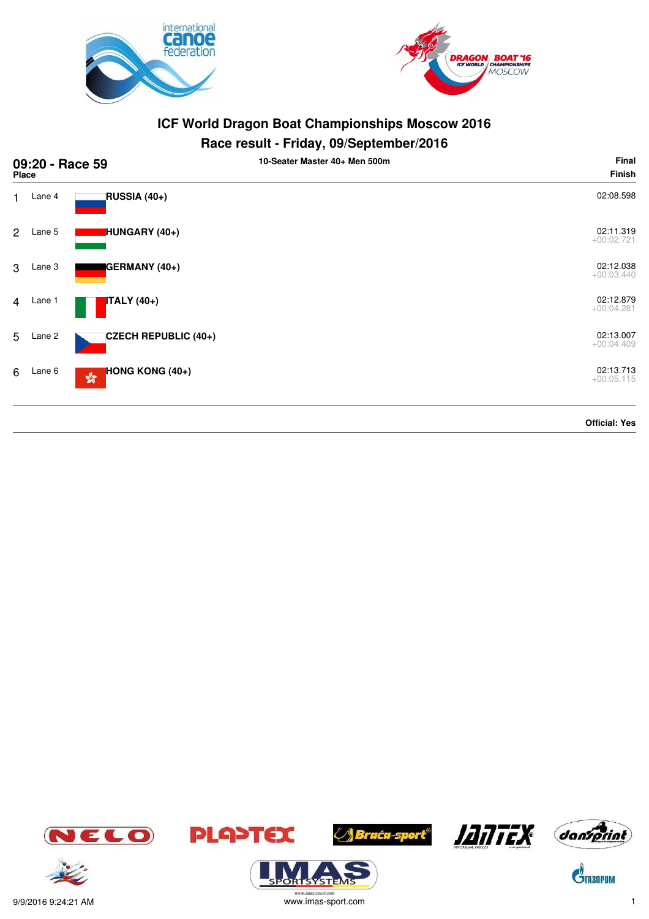# ICF World Dragon Boat Championships Moscow 2016

## Race result - Friday, 09/September/2016

**09:20 - Race 59** — 10-Seater Master 40+ Men 500m — **Final**

| Place | Lane | Crew | Finish |
|---|---|---|---|
| 1 | Lane 4 | **RUSSIA (40+)** | 02:08.598 |
| 2 | Lane 5 | **HUNGARY (40+)** | 02:11.319<br>+00:02.721 |
| 3 | Lane 3 | **GERMANY (40+)** | 02:12.038<br>+00:03.440 |
| 4 | Lane 1 | **ITALY (40+)** | 02:12.879<br>+00:04.281 |
| 5 | Lane 2 | **CZECH REPUBLIC (40+)** | 02:13.007<br>+00:04.409 |
| 6 | Lane 6 | **HONG KONG (40+)** | 02:13.713<br>+00:05.115 |

**Official: Yes**

9/9/2016 9:24:21 AM — www.imas-sport.com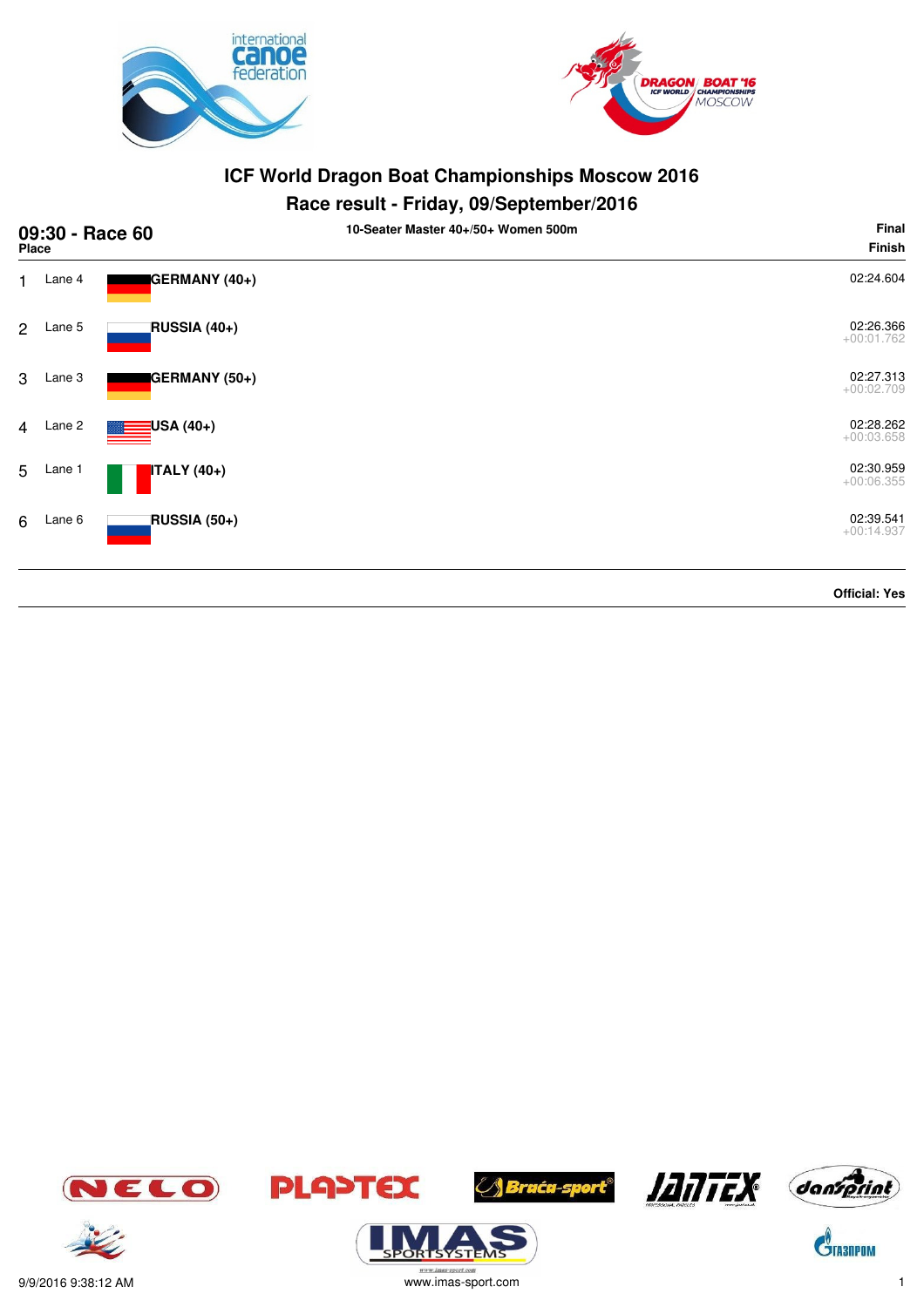# ICF World Dragon Boat Championships Moscow 2016

## Race result - Friday, 09/September/2016

**09:30 - Race 60** — 10-Seater Master 40+/50+ Women 500m — **Final**

| Place | Lane | Team | Finish |
|---|---|---|---|
| 1 | Lane 4 | **GERMANY (40+)** | 02:24.604 |
| 2 | Lane 5 | **RUSSIA (40+)** | 02:26.366<br>+00:01.762 |
| 3 | Lane 3 | **GERMANY (50+)** | 02:27.313<br>+00:02.709 |
| 4 | Lane 2 | **USA (40+)** | 02:28.262<br>+00:03.658 |
| 5 | Lane 1 | **ITALY (40+)** | 02:30.959<br>+00:06.355 |
| 6 | Lane 6 | **RUSSIA (50+)** | 02:39.541<br>+00:14.937 |

**Official: Yes**

9/9/2016 9:38:12 AM — www.imas-sport.com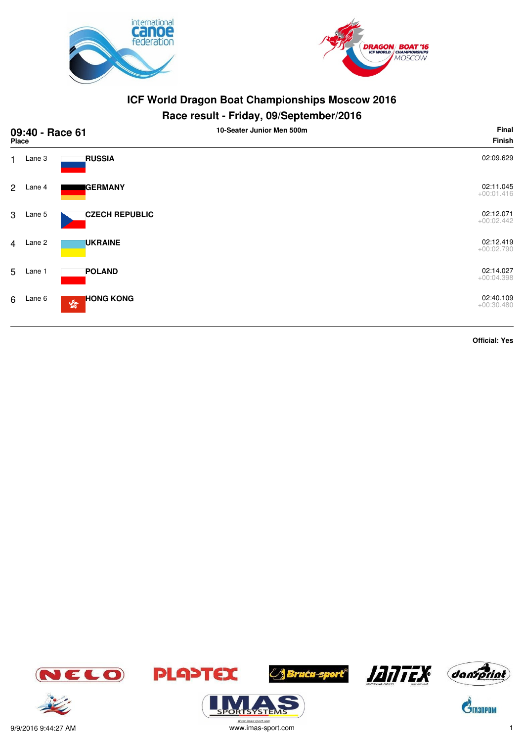# ICF World Dragon Boat Championships Moscow 2016

## Race result - Friday, 09/September/2016

### 09:40 - Race 61

**10-Seater Junior Men 500m**

| Place | Lane | Country | Final Finish |
|---|---|---|---|
| 1 | Lane 3 | **RUSSIA** | 02:09.629 |
| 2 | Lane 4 | **GERMANY** | 02:11.045<br>+00:01.416 |
| 3 | Lane 5 | **CZECH REPUBLIC** | 02:12.071<br>+00:02.442 |
| 4 | Lane 2 | **UKRAINE** | 02:12.419<br>+00:02.790 |
| 5 | Lane 1 | **POLAND** | 02:14.027<br>+00:04.398 |
| 6 | Lane 6 | **HONG KONG** | 02:40.109<br>+00:30.480 |

**Official: Yes**

9/9/2016 9:44:27 AM

www.imas-sport.com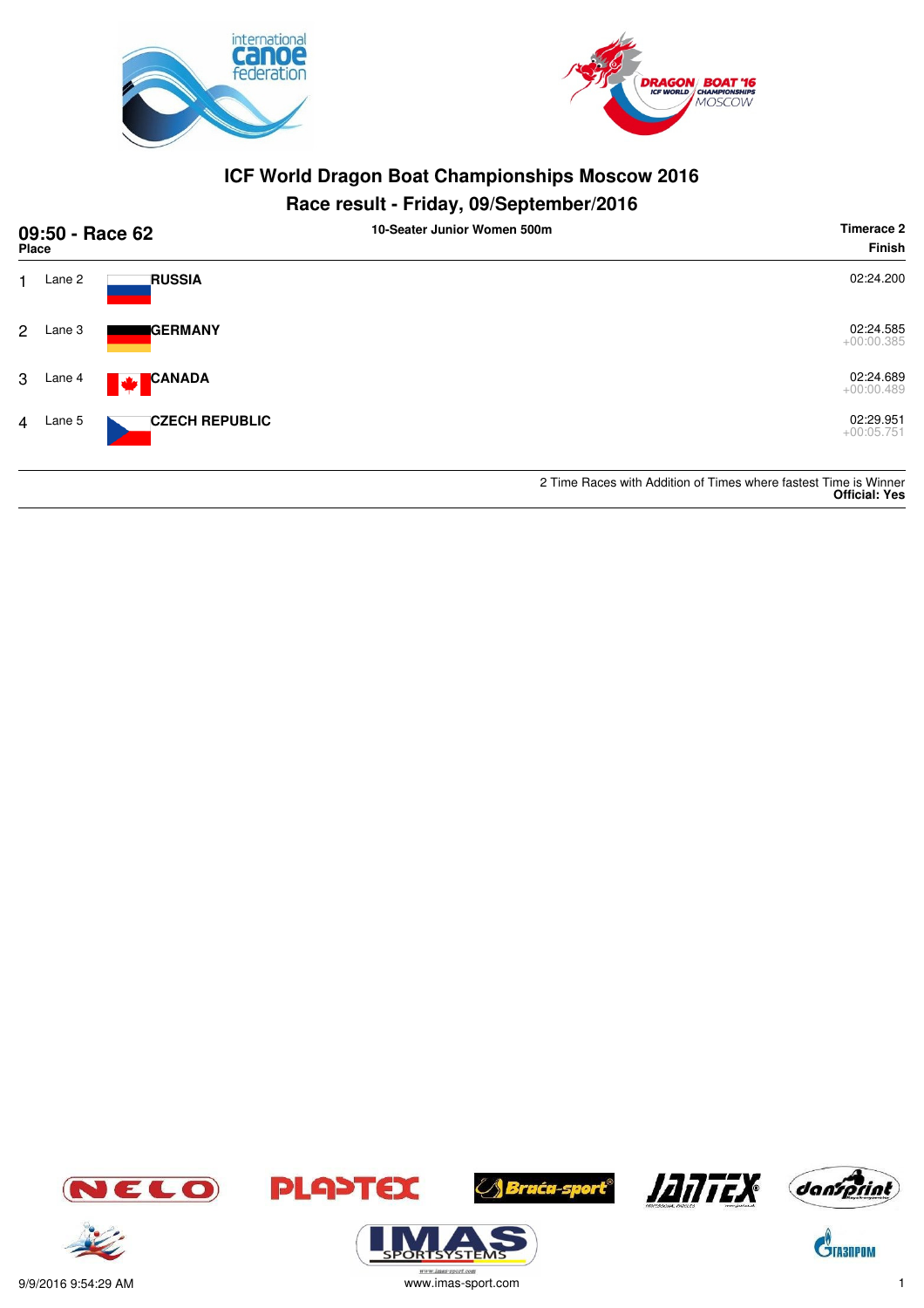# ICF World Dragon Boat Championships Moscow 2016

## Race result - Friday, 09/September/2016

### 09:50 - Race 62

**10-Seater Junior Women 500m**

**Timerace 2**

| Place | Lane | Team | Finish |
|---|---|---|---|
| 1 | Lane 2 | **RUSSIA** | 02:24.200 |
| 2 | Lane 3 | **GERMANY** | 02:24.585 +00:00.385 |
| 3 | Lane 4 | **CANADA** | 02:24.689 +00:00.489 |
| 4 | Lane 5 | **CZECH REPUBLIC** | 02:29.951 +00:05.751 |

2 Time Races with Addition of Times where fastest Time is Winner
**Official: Yes**

9/9/2016 9:54:29 AM

www.imas-sport.com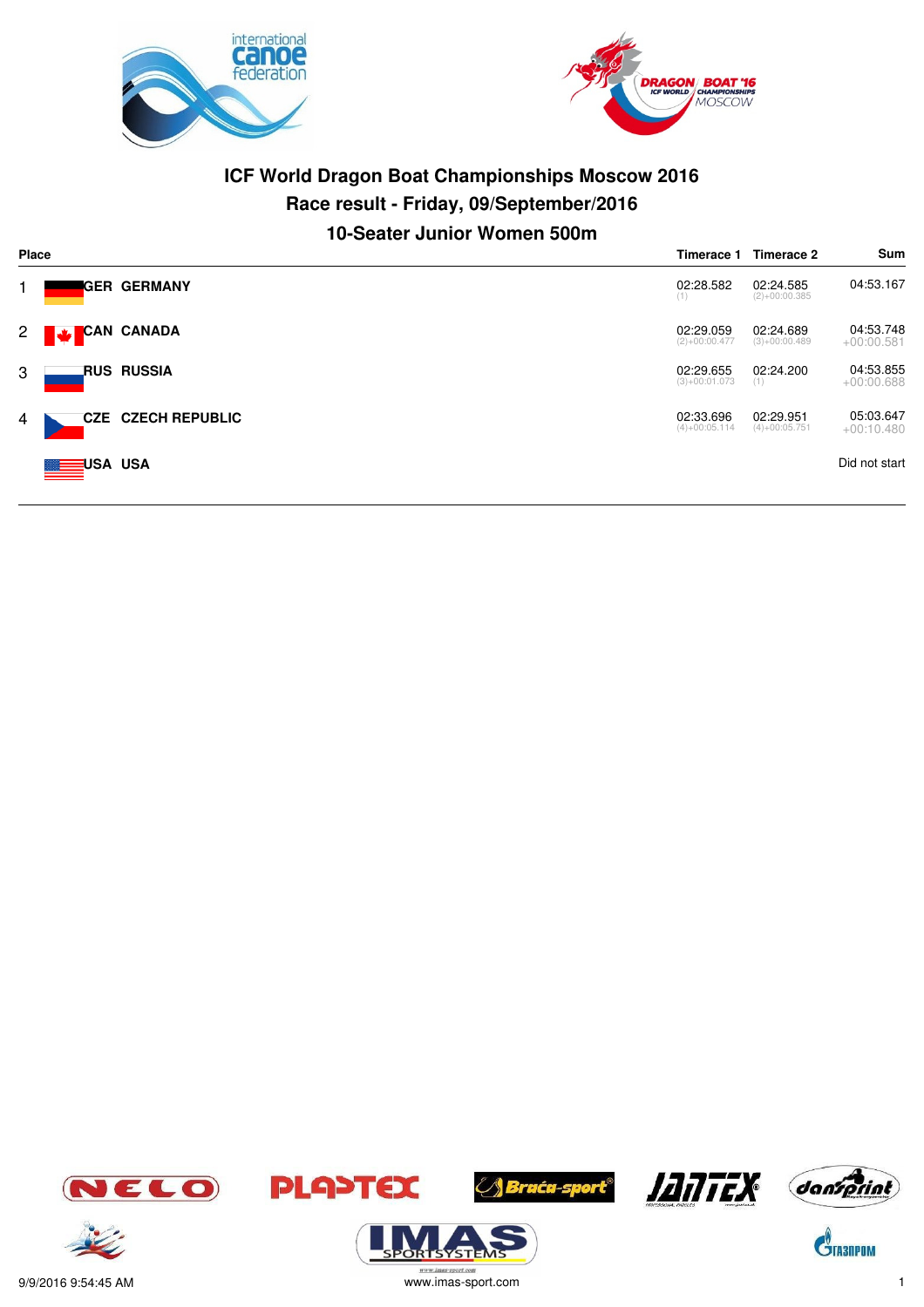# ICF World Dragon Boat Championships Moscow 2016

## Race result - Friday, 09/September/2016

### 10-Seater Junior Women 500m

| Place | | | Timerace 1 | Timerace 2 | Sum |
|---|---|---|---|---|---|
| 1 | GER | GERMANY | 02:28.582 (1) | 02:24.585 (2)+00:00.385 | 04:53.167 |
| 2 | CAN | CANADA | 02:29.059 (2)+00:00.477 | 02:24.689 (3)+00:00.489 | 04:53.748 +00:00.581 |
| 3 | RUS | RUSSIA | 02:29.655 (3)+00:01.073 | 02:24.200 (1) | 04:53.855 +00:00.688 |
| 4 | CZE | CZECH REPUBLIC | 02:33.696 (4)+00:05.114 | 02:29.951 (4)+00:05.751 | 05:03.647 +00:10.480 |
| | USA | USA | | | Did not start |

9/9/2016 9:54:45 AM

www.imas-sport.com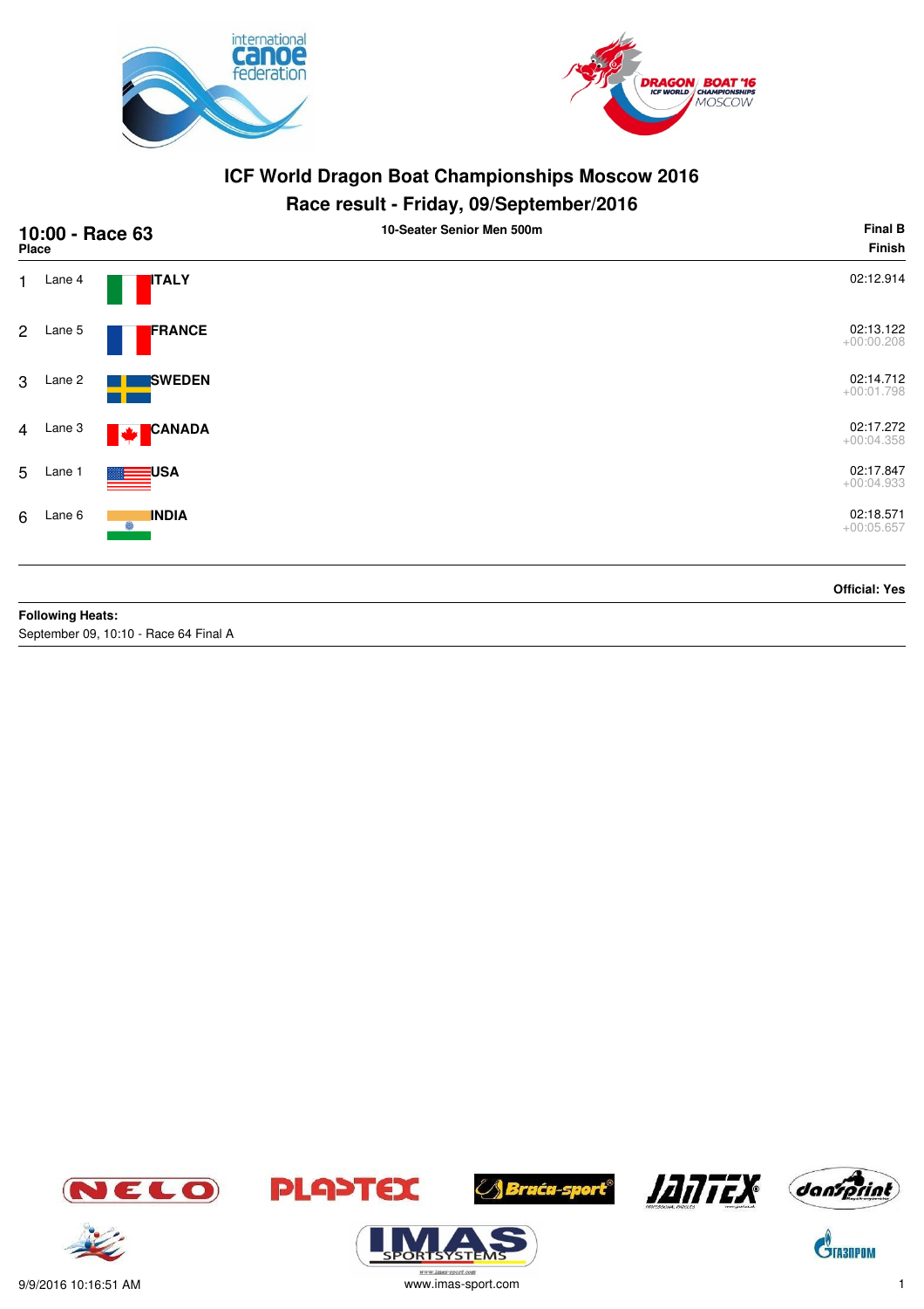# ICF World Dragon Boat Championships Moscow 2016

## Race result - Friday, 09/September/2016

**10:00 - Race 63** — **10-Seater Senior Men 500m** — **Final B**

| Place | Lane | Country | Finish |
|---|---|---|---|
| 1 | Lane 4 | **ITALY** | 02:12.914 |
| 2 | Lane 5 | **FRANCE** | 02:13.122<br>+00:00.208 |
| 3 | Lane 2 | **SWEDEN** | 02:14.712<br>+00:01.798 |
| 4 | Lane 3 | **CANADA** | 02:17.272<br>+00:04.358 |
| 5 | Lane 1 | **USA** | 02:17.847<br>+00:04.933 |
| 6 | Lane 6 | **INDIA** | 02:18.571<br>+00:05.657 |

**Official: Yes**

**Following Heats:**
September 09, 10:10 - Race 64 Final A

9/9/2016 10:16:51 AM

www.imas-sport.com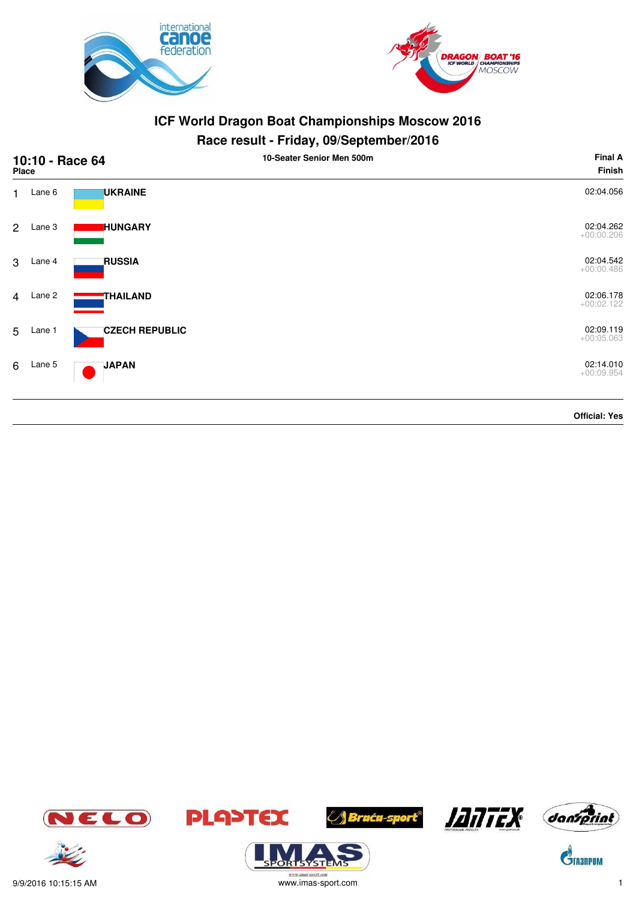# ICF World Dragon Boat Championships Moscow 2016

## Race result - Friday, 09/September/2016

**10:10 - Race 64** — **10-Seater Senior Men 500m** — **Final A**

| Place | Lane | Country | Finish |
|---|---|---|---|
| 1 | Lane 6 | **UKRAINE** | 02:04.056 |
| 2 | Lane 3 | **HUNGARY** | 02:04.262<br>+00:00.206 |
| 3 | Lane 4 | **RUSSIA** | 02:04.542<br>+00:00.486 |
| 4 | Lane 2 | **THAILAND** | 02:06.178<br>+00:02.122 |
| 5 | Lane 1 | **CZECH REPUBLIC** | 02:09.119<br>+00:05.063 |
| 6 | Lane 5 | **JAPAN** | 02:14.010<br>+00:09.954 |

**Official: Yes**

9/9/2016 10:15:15 AM

www.imas-sport.com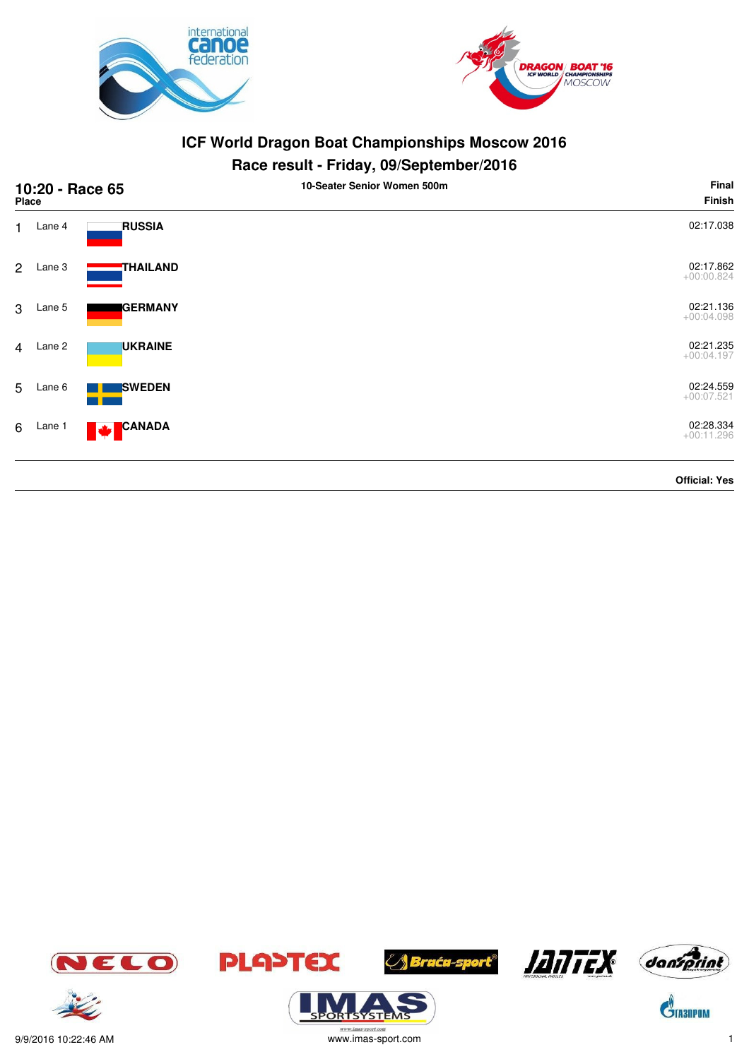# ICF World Dragon Boat Championships Moscow 2016

## Race result - Friday, 09/September/2016

**10:20 - Race 65** — **10-Seater Senior Women 500m** — **Final**

| Place | Lane | Country | Finish |
|---|---|---|---|
| 1 | Lane 4 | **RUSSIA** | 02:17.038 |
| 2 | Lane 3 | **THAILAND** | 02:17.862<br>+00:00.824 |
| 3 | Lane 5 | **GERMANY** | 02:21.136<br>+00:04.098 |
| 4 | Lane 2 | **UKRAINE** | 02:21.235<br>+00:04.197 |
| 5 | Lane 6 | **SWEDEN** | 02:24.559<br>+00:07.521 |
| 6 | Lane 1 | **CANADA** | 02:28.334<br>+00:11.296 |

**Official: Yes**

9/9/2016 10:22:46 AM

www.imas-sport.com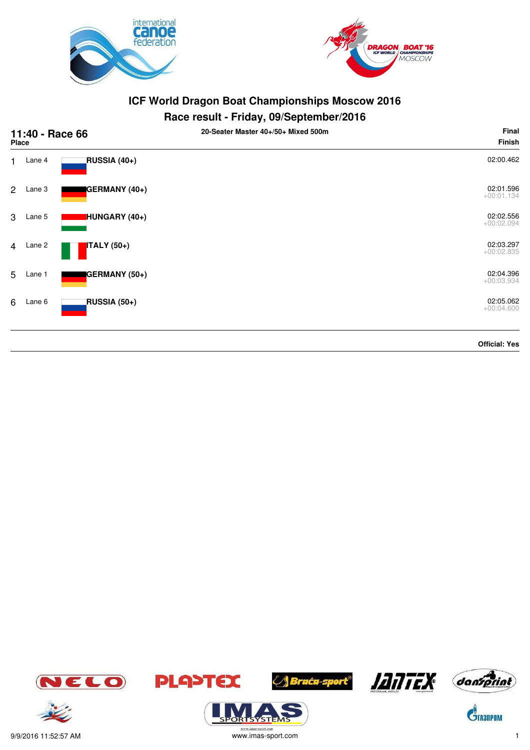# ICF World Dragon Boat Championships Moscow 2016

## Race result - Friday, 09/September/2016

**11:40 - Race 66** — **20-Seater Master 40+/50+ Mixed 500m** — **Final**

| Place | Lane | Crew | Finish |
|---|---|---|---|
| 1 | Lane 4 | **RUSSIA (40+)** | 02:00.462 |
| 2 | Lane 3 | **GERMANY (40+)** | 02:01.596 +00:01.134 |
| 3 | Lane 5 | **HUNGARY (40+)** | 02:02.556 +00:02.094 |
| 4 | Lane 2 | **ITALY (50+)** | 02:03.297 +00:02.835 |
| 5 | Lane 1 | **GERMANY (50+)** | 02:04.396 +00:03.934 |
| 6 | Lane 6 | **RUSSIA (50+)** | 02:05.062 +00:04.600 |

**Official: Yes**

9/9/2016 11:52:57 AM

www.imas-sport.com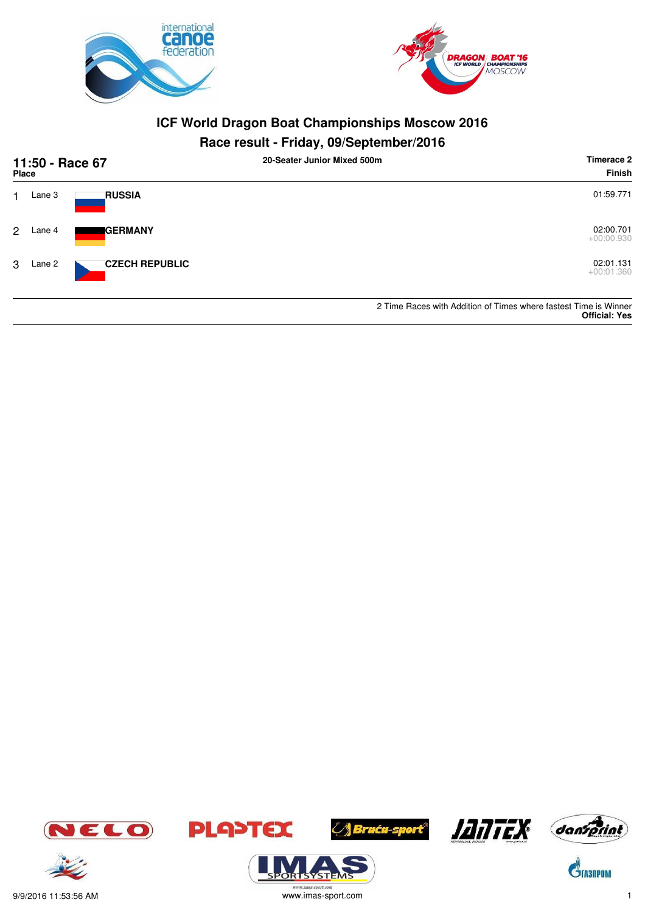# ICF World Dragon Boat Championships Moscow 2016

## Race result - Friday, 09/September/2016

**11:50 - Race 67** — **20-Seater Junior Mixed 500m** — **Timerace 2**

| Place | Lane | Team | Finish |
|---|---|---|---|
| 1 | Lane 3 | **RUSSIA** | 01:59.771 |
| 2 | Lane 4 | **GERMANY** | 02:00.701<br>+00:00.930 |
| 3 | Lane 2 | **CZECH REPUBLIC** | 02:01.131<br>+00:01.360 |

2 Time Races with Addition of Times where fastest Time is Winner
**Official: Yes**

9/9/2016 11:53:56 AM

www.imas-sport.com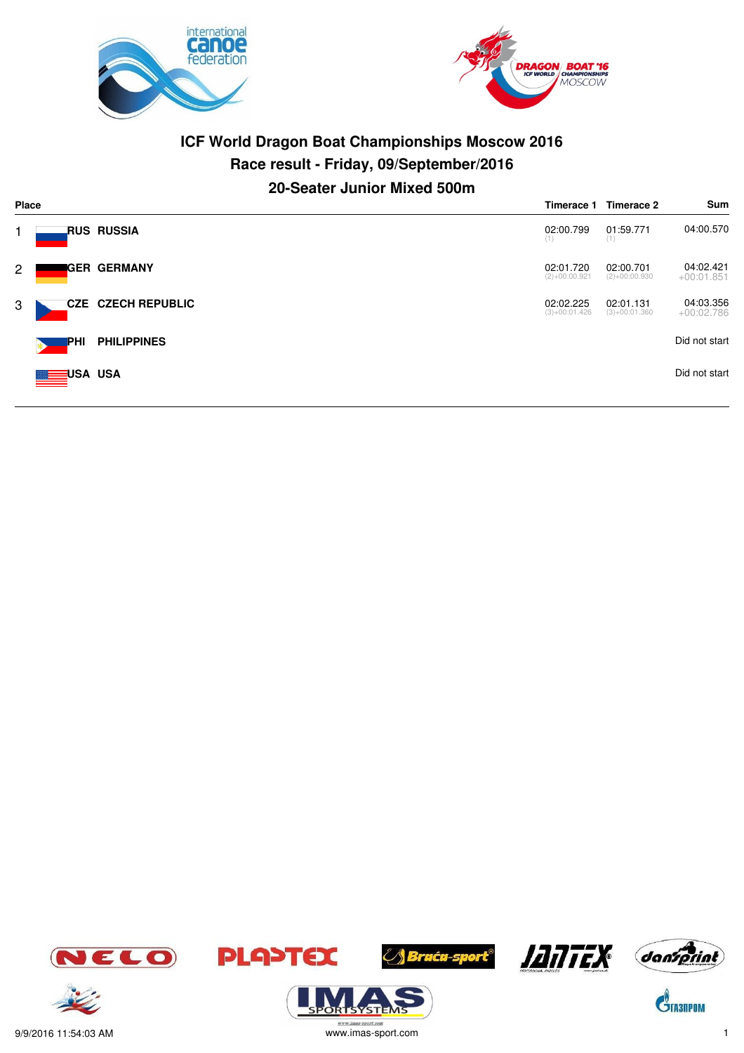# ICF World Dragon Boat Championships Moscow 2016

## Race result - Friday, 09/September/2016

## 20-Seater Junior Mixed 500m

| Place | | | Timerace 1 | Timerace 2 | Sum |
|---|---|---|---|---|---|
| 1 | RUS | RUSSIA | 02:00.799 (1) | 01:59.771 (1) | 04:00.570 |
| 2 | GER | GERMANY | 02:01.720 (2)+00:00.921 | 02:00.701 (2)+00:00.930 | 04:02.421 +00:01.851 |
| 3 | CZE | CZECH REPUBLIC | 02:02.225 (3)+00:01.426 | 02:01.131 (3)+00:01.360 | 04:03.356 +00:02.786 |
| | PHI | PHILIPPINES | | | Did not start |
| | USA | USA | | | Did not start |

9/9/2016 11:54:03 AM

www.imas-sport.com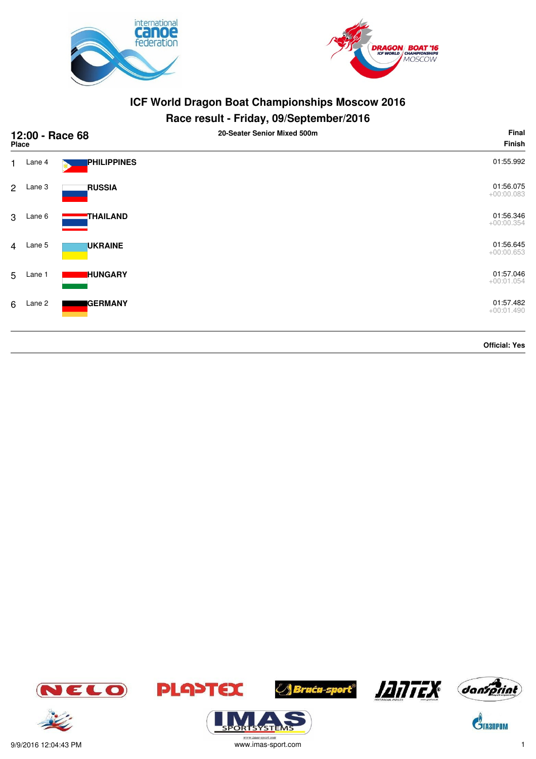# ICF World Dragon Boat Championships Moscow 2016

## Race result - Friday, 09/September/2016

**12:00 - Race 68** — **20-Seater Senior Mixed 500m** — **Final**

| Place | Lane | Country | Finish |
|---|---|---|---|
| 1 | Lane 4 | **PHILIPPINES** | 01:55.992 |
| 2 | Lane 3 | **RUSSIA** | 01:56.075<br>+00:00.083 |
| 3 | Lane 6 | **THAILAND** | 01:56.346<br>+00:00.354 |
| 4 | Lane 5 | **UKRAINE** | 01:56.645<br>+00:00.653 |
| 5 | Lane 1 | **HUNGARY** | 01:57.046<br>+00:01.054 |
| 6 | Lane 2 | **GERMANY** | 01:57.482<br>+00:01.490 |

**Official: Yes**

9/9/2016 12:04:43 PM — www.imas-sport.com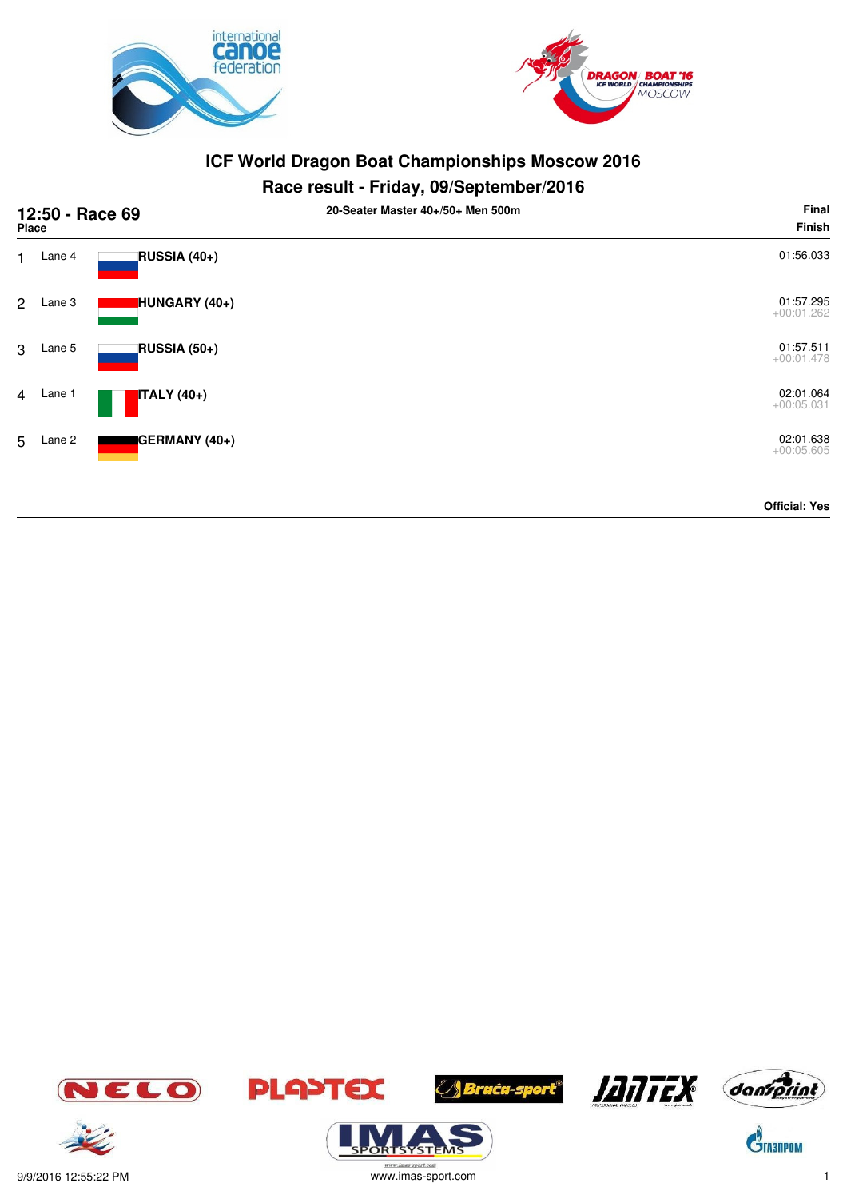# ICF World Dragon Boat Championships Moscow 2016

## Race result - Friday, 09/September/2016

**12:50 - Race 69** — 20-Seater Master 40+/50+ Men 500m — **Final**

| Place | Lane | Crew | Finish |
| --- | --- | --- | --- |
| 1 | Lane 4 | **RUSSIA (40+)** | 01:56.033 |
| 2 | Lane 3 | **HUNGARY (40+)** | 01:57.295 +00:01.262 |
| 3 | Lane 5 | **RUSSIA (50+)** | 01:57.511 +00:01.478 |
| 4 | Lane 1 | **ITALY (40+)** | 02:01.064 +00:05.031 |
| 5 | Lane 2 | **GERMANY (40+)** | 02:01.638 +00:05.605 |

**Official: Yes**

9/9/2016 12:55:22 PM

www.imas-sport.com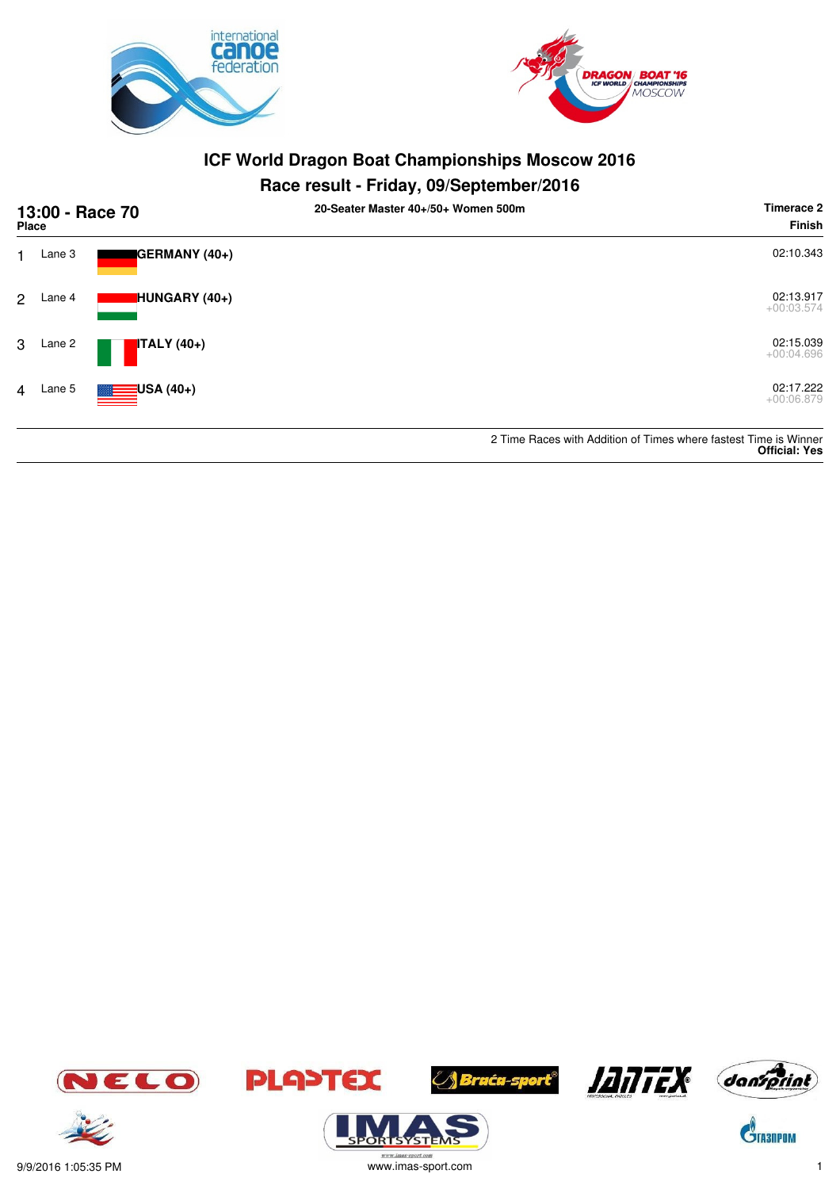# ICF World Dragon Boat Championships Moscow 2016

## Race result - Friday, 09/September/2016

### 13:00 - Race 70

**20-Seater Master 40+/50+ Women 500m**

**Timerace 2**

| Place | Lane | Crew | Finish |
|---|---|---|---|
| 1 | Lane 3 | **GERMANY (40+)** | 02:10.343 |
| 2 | Lane 4 | **HUNGARY (40+)** | 02:13.917<br>+00:03.574 |
| 3 | Lane 2 | **ITALY (40+)** | 02:15.039<br>+00:04.696 |
| 4 | Lane 5 | **USA (40+)** | 02:17.222<br>+00:06.879 |

2 Time Races with Addition of Times where fastest Time is Winner

**Official: Yes**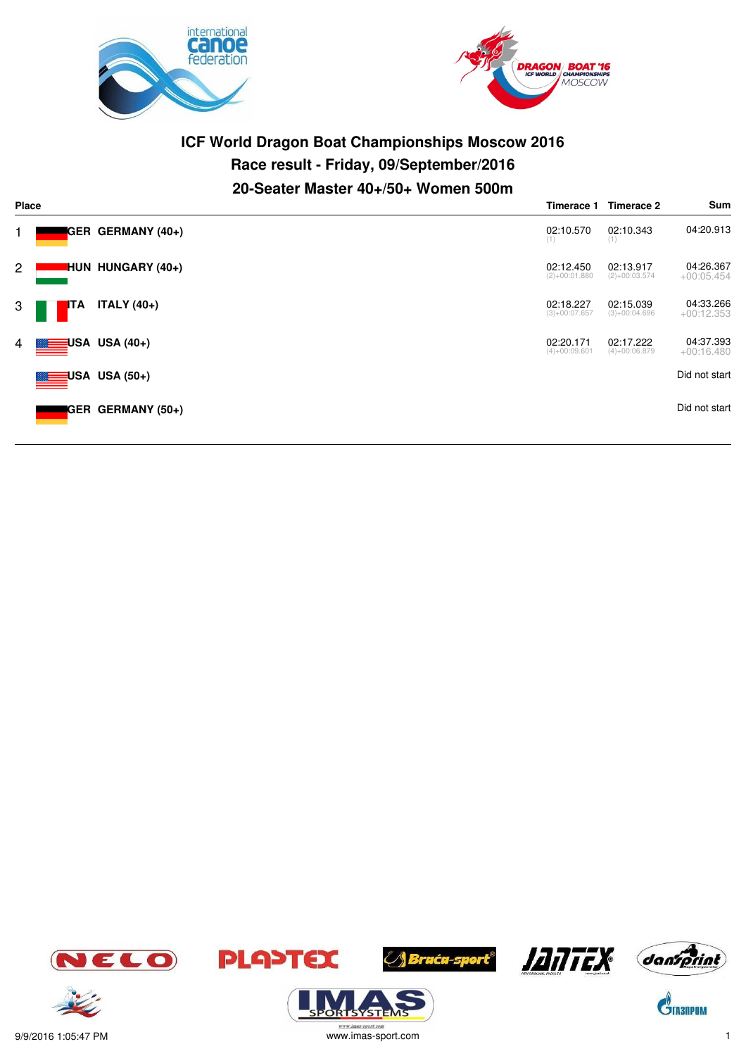# ICF World Dragon Boat Championships Moscow 2016

## Race result - Friday, 09/September/2016

### 20-Seater Master 40+/50+ Women 500m

| Place | | Team | Timerace 1 | Timerace 2 | Sum |
|---|---|---|---|---|---|
| 1 | GER | GERMANY (40+) | 02:10.570 (1) | 02:10.343 (1) | 04:20.913 |
| 2 | HUN | HUNGARY (40+) | 02:12.450 (2)+00:01.880 | 02:13.917 (2)+00:03.574 | 04:26.367 +00:05.454 |
| 3 | ITA | ITALY (40+) | 02:18.227 (3)+00:07.657 | 02:15.039 (3)+00:04.696 | 04:33.266 +00:12.353 |
| 4 | USA | USA (40+) | 02:20.171 (4)+00:09.601 | 02:17.222 (4)+00:06.879 | 04:37.393 +00:16.480 |
| | USA | USA (50+) | | | Did not start |
| | GER | GERMANY (50+) | | | Did not start |

9/9/2016 1:05:47 PM

www.imas-sport.com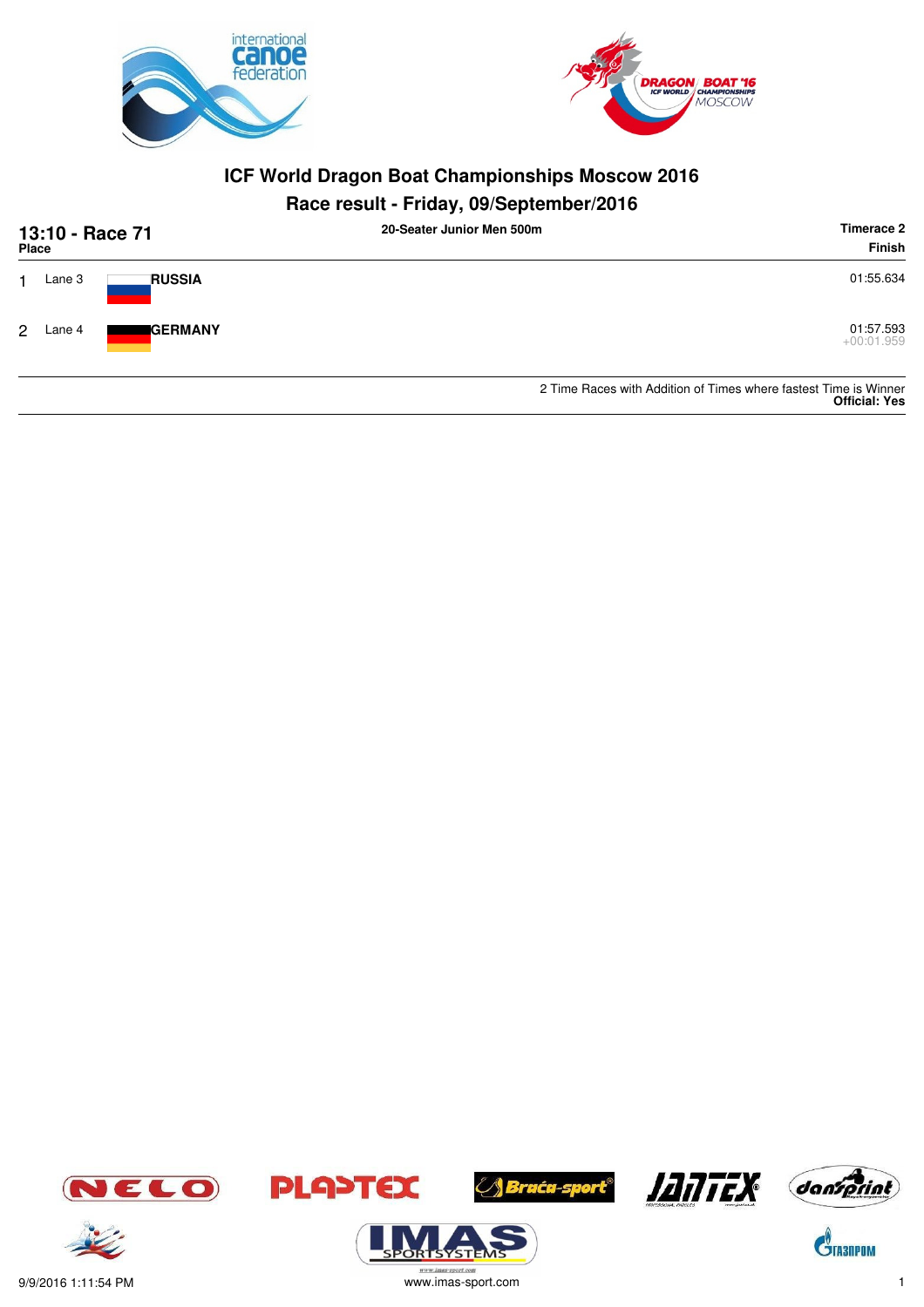# ICF World Dragon Boat Championships Moscow 2016

## Race result - Friday, 09/September/2016

**13:10 - Race 71** — **20-Seater Junior Men 500m** — **Timerace 2**

| Place | Lane | Country | Finish |
|---|---|---|---|
| 1 | Lane 3 | **RUSSIA** | 01:55.634 |
| 2 | Lane 4 | **GERMANY** | 01:57.593<br>+00:01.959 |

2 Time Races with Addition of Times where fastest Time is Winner
**Official: Yes**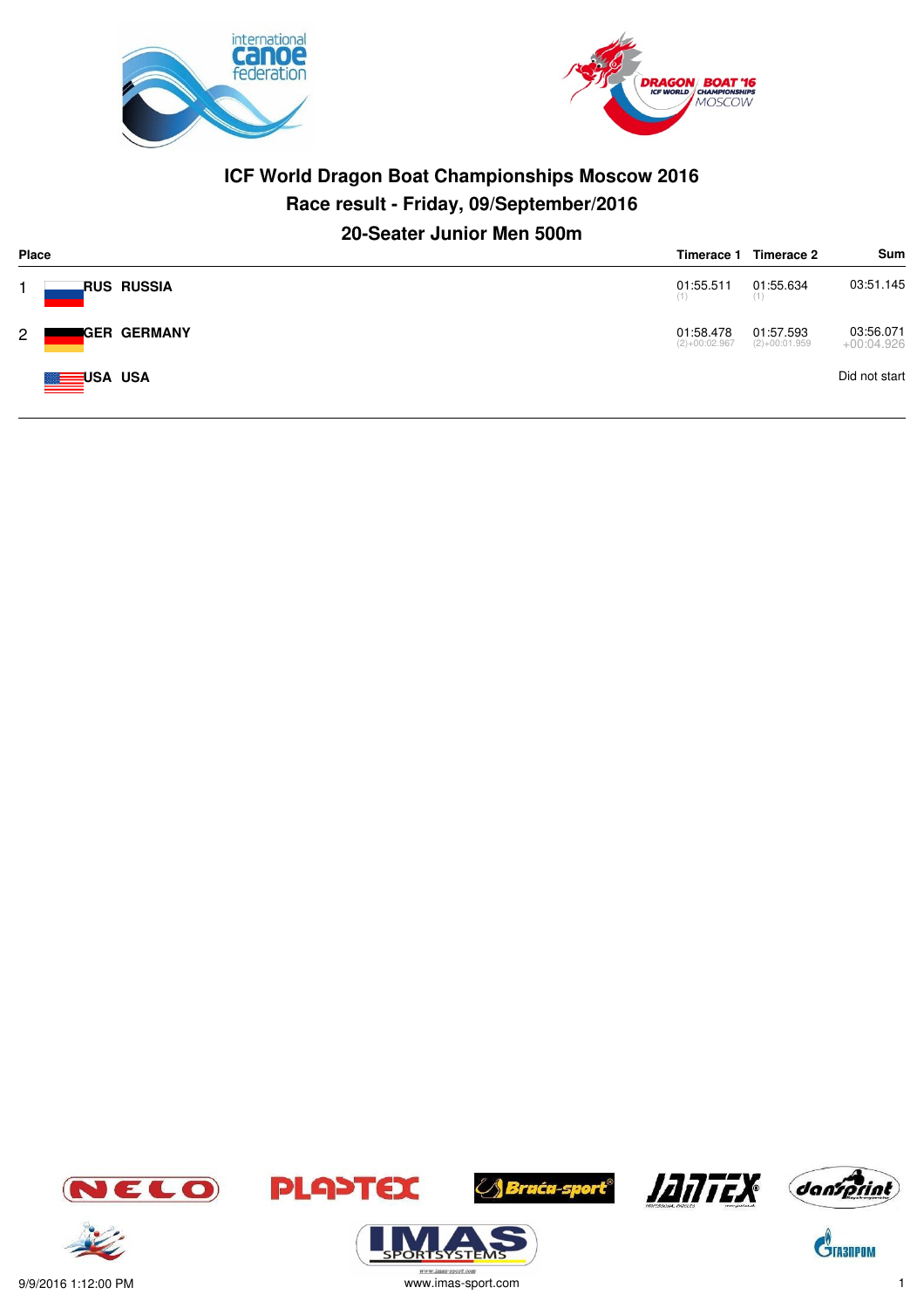# ICF World Dragon Boat Championships Moscow 2016

## Race result - Friday, 09/September/2016

### 20-Seater Junior Men 500m

| Place | | Timerace 1 | Timerace 2 | Sum |
|---|---|---|---|---|
| 1 | RUS RUSSIA | 01:55.511 (1) | 01:55.634 (1) | 03:51.145 |
| 2 | GER GERMANY | 01:58.478 (2)+00:02.967 | 01:57.593 (2)+00:01.959 | 03:56.071 +00:04.926 |
| | USA USA | | | Did not start |

9/9/2016 1:12:00 PM

www.imas-sport.com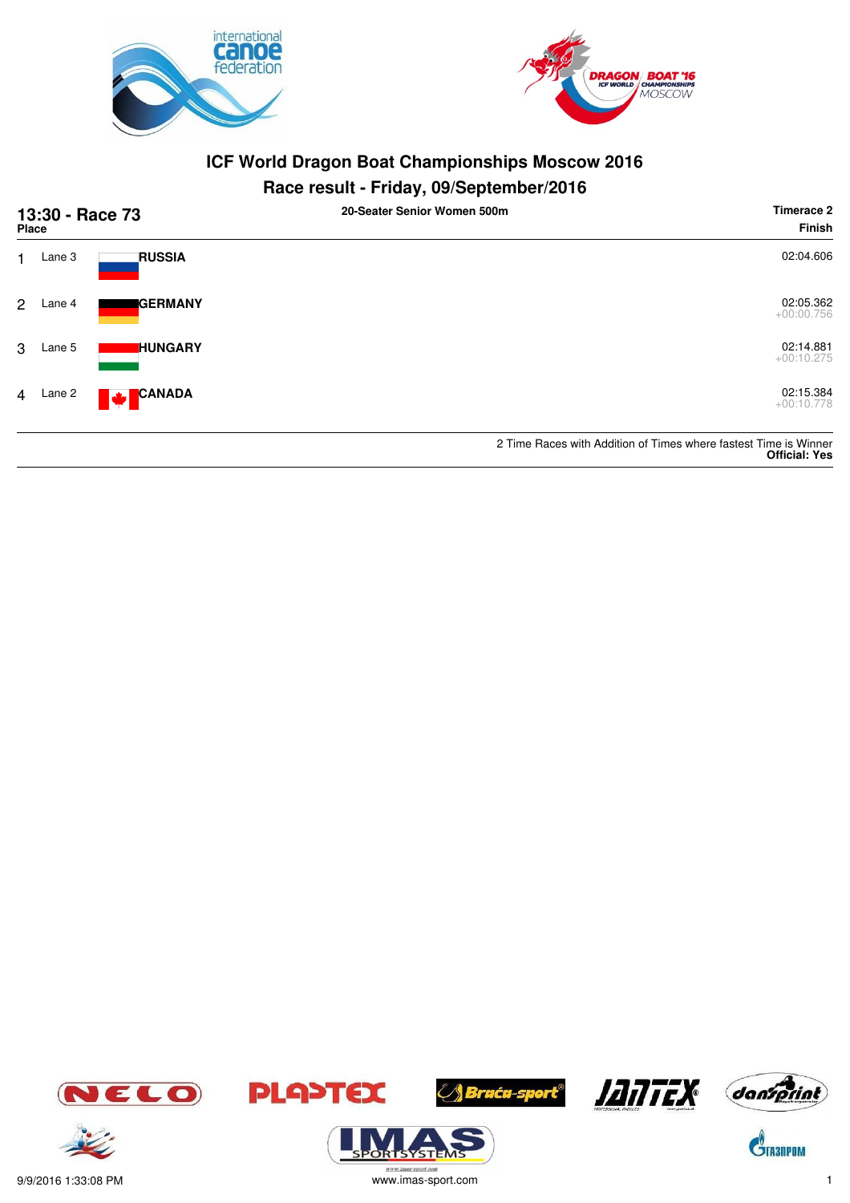# ICF World Dragon Boat Championships Moscow 2016

## Race result - Friday, 09/September/2016

**13:30 - Race 73** — **20-Seater Senior Women 500m** — **Timerace 2**

| Place | Lane | Country | Finish |
|---|---|---|---|
| 1 | Lane 3 | **RUSSIA** | 02:04.606 |
| 2 | Lane 4 | **GERMANY** | 02:05.362<br>+00:00.756 |
| 3 | Lane 5 | **HUNGARY** | 02:14.881<br>+00:10.275 |
| 4 | Lane 2 | **CANADA** | 02:15.384<br>+00:10.778 |

2 Time Races with Addition of Times where fastest Time is Winner
**Official: Yes**

9/9/2016 1:33:08 PM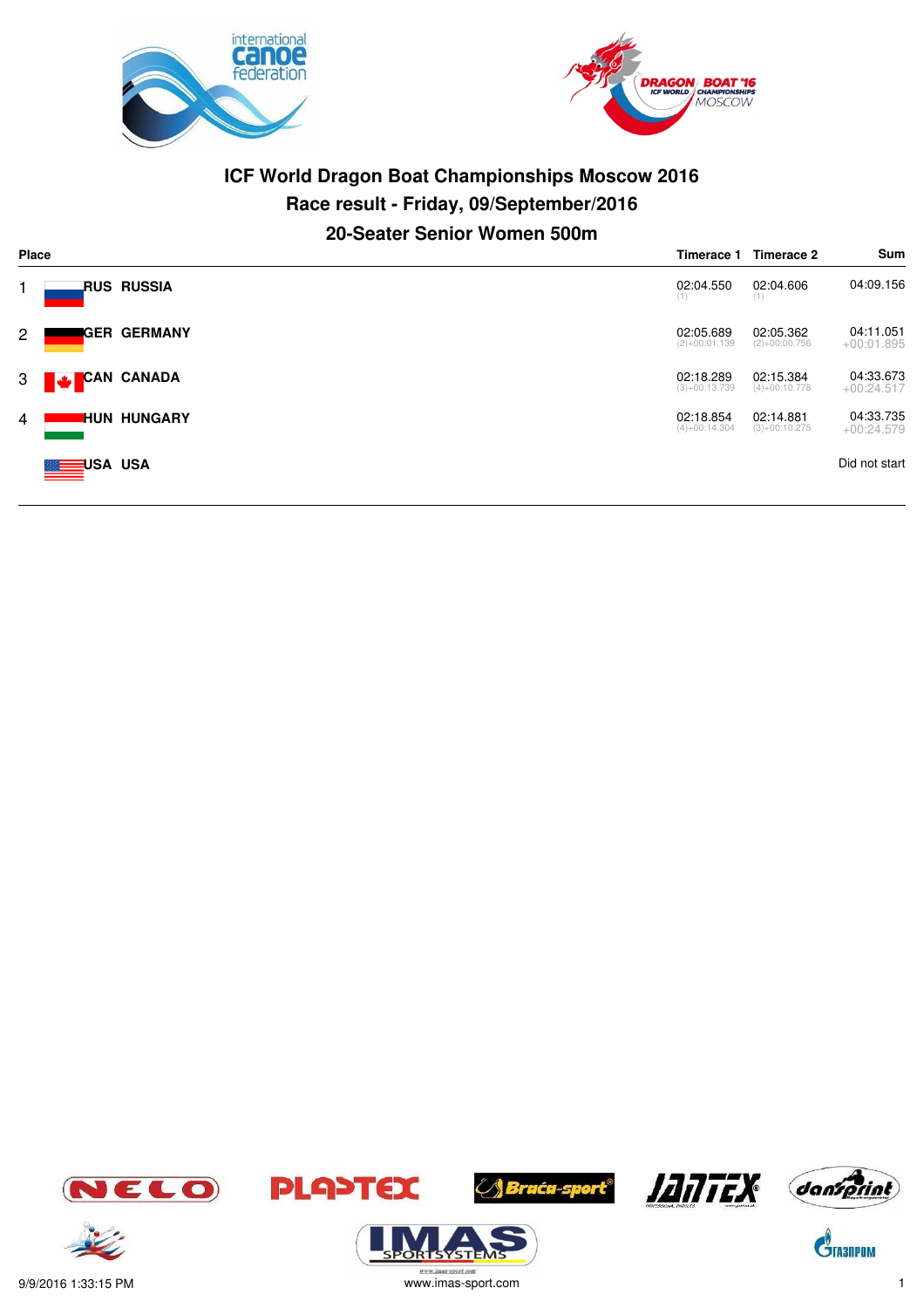# ICF World Dragon Boat Championships Moscow 2016

## Race result - Friday, 09/September/2016

### 20-Seater Senior Women 500m

| Place | | Timerace 1 | Timerace 2 | Sum |
|---|---|---|---|---|
| 1 | RUS RUSSIA | 02:04.550 (1) | 02:04.606 (1) | 04:09.156 |
| 2 | GER GERMANY | 02:05.689 (2)+00:01.139 | 02:05.362 (2)+00:00.756 | 04:11.051 +00:01.895 |
| 3 | CAN CANADA | 02:18.289 (3)+00:13.739 | 02:15.384 (4)+00:10.778 | 04:33.673 +00:24.517 |
| 4 | HUN HUNGARY | 02:18.854 (4)+00:14.304 | 02:14.881 (3)+00:10.275 | 04:33.735 +00:24.579 |
| | USA USA | | | Did not start |

9/9/2016 1:33:15 PM

www.imas-sport.com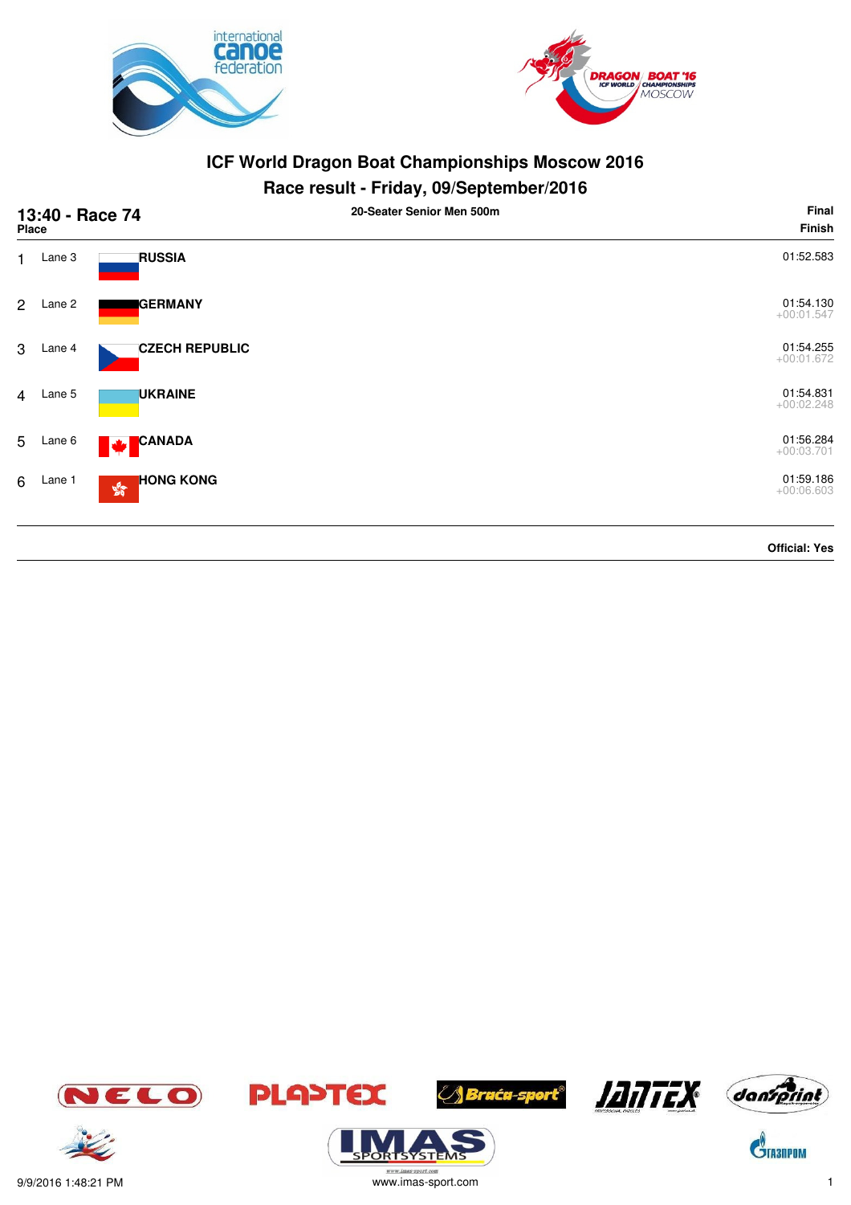# ICF World Dragon Boat Championships Moscow 2016

## Race result - Friday, 09/September/2016

**13:40 - Race 74** — **20-Seater Senior Men 500m** — **Final**

| Place | Lane | Team | Finish |
|---|---|---|---|
| 1 | Lane 3 | **RUSSIA** | 01:52.583 |
| 2 | Lane 2 | **GERMANY** | 01:54.130<br>+00:01.547 |
| 3 | Lane 4 | **CZECH REPUBLIC** | 01:54.255<br>+00:01.672 |
| 4 | Lane 5 | **UKRAINE** | 01:54.831<br>+00:02.248 |
| 5 | Lane 6 | **CANADA** | 01:56.284<br>+00:03.701 |
| 6 | Lane 1 | **HONG KONG** | 01:59.186<br>+00:06.603 |

**Official: Yes**

9/9/2016 1:48:21 PM

www.imas-sport.com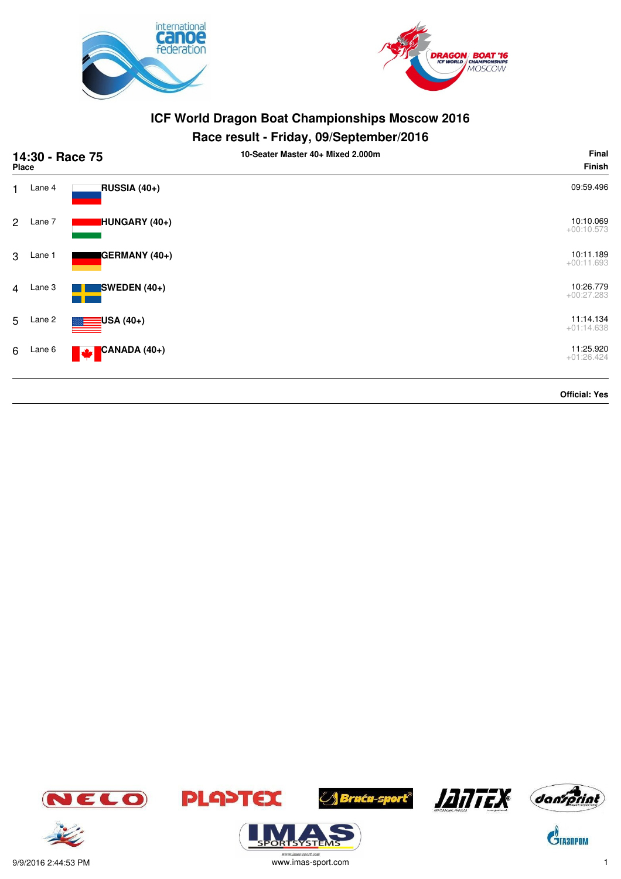# ICF World Dragon Boat Championships Moscow 2016

## Race result - Friday, 09/September/2016

**14:30 - Race 75** — 10-Seater Master 40+ Mixed 2.000m — **Final**

| Place | Lane | Team | Finish |
|---|---|---|---|
| 1 | Lane 4 | **RUSSIA (40+)** | 09:59.496 |
| 2 | Lane 7 | **HUNGARY (40+)** | 10:10.069<br>+00:10.573 |
| 3 | Lane 1 | **GERMANY (40+)** | 10:11.189<br>+00:11.693 |
| 4 | Lane 3 | **SWEDEN (40+)** | 10:26.779<br>+00:27.283 |
| 5 | Lane 2 | **USA (40+)** | 11:14.134<br>+01:14.638 |
| 6 | Lane 6 | **CANADA (40+)** | 11:25.920<br>+01:26.424 |

**Official: Yes**

9/9/2016 2:44:53 PM

www.imas-sport.com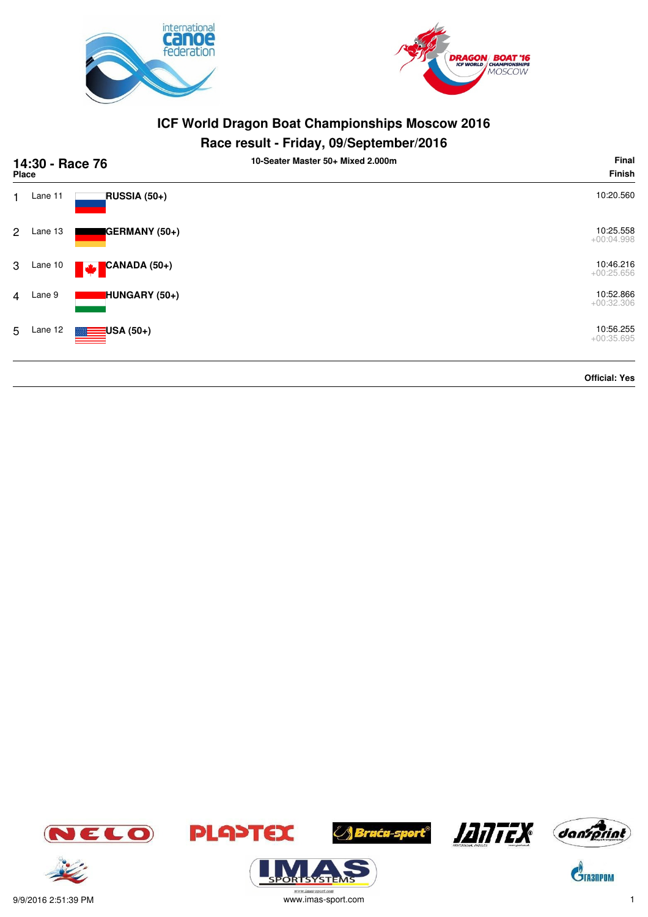# ICF World Dragon Boat Championships Moscow 2016

## Race result - Friday, 09/September/2016

**14:30 - Race 76** — **10-Seater Master 50+ Mixed 2.000m** — **Final**

| Place | Lane | Team | Finish |
|---|---|---|---|
| 1 | Lane 11 | **RUSSIA (50+)** | 10:20.560 |
| 2 | Lane 13 | **GERMANY (50+)** | 10:25.558 +00:04.998 |
| 3 | Lane 10 | **CANADA (50+)** | 10:46.216 +00:25.656 |
| 4 | Lane 9 | **HUNGARY (50+)** | 10:52.866 +00:32.306 |
| 5 | Lane 12 | **USA (50+)** | 10:56.255 +00:35.695 |

**Official: Yes**

9/9/2016 2:51:39 PM

www.imas-sport.com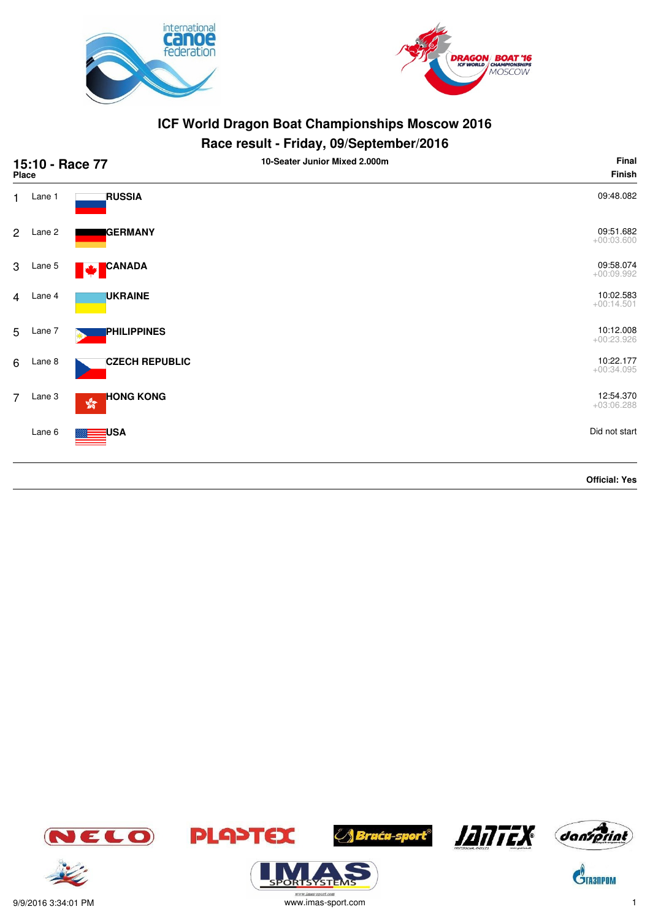# ICF World Dragon Boat Championships Moscow 2016

## Race result - Friday, 09/September/2016

**15:10 - Race 77** — 10-Seater Junior Mixed 2.000m — **Final**

| Place | Lane | Country | Finish |
|---|---|---|---|
| 1 | Lane 1 | **RUSSIA** | 09:48.082 |
| 2 | Lane 2 | **GERMANY** | 09:51.682 +00:03.600 |
| 3 | Lane 5 | **CANADA** | 09:58.074 +00:09.992 |
| 4 | Lane 4 | **UKRAINE** | 10:02.583 +00:14.501 |
| 5 | Lane 7 | **PHILIPPINES** | 10:12.008 +00:23.926 |
| 6 | Lane 8 | **CZECH REPUBLIC** | 10:22.177 +00:34.095 |
| 7 | Lane 3 | **HONG KONG** | 12:54.370 +03:06.288 |
| | Lane 6 | **USA** | Did not start |

**Official: Yes**

9/9/2016 3:34:01 PM — www.imas-sport.com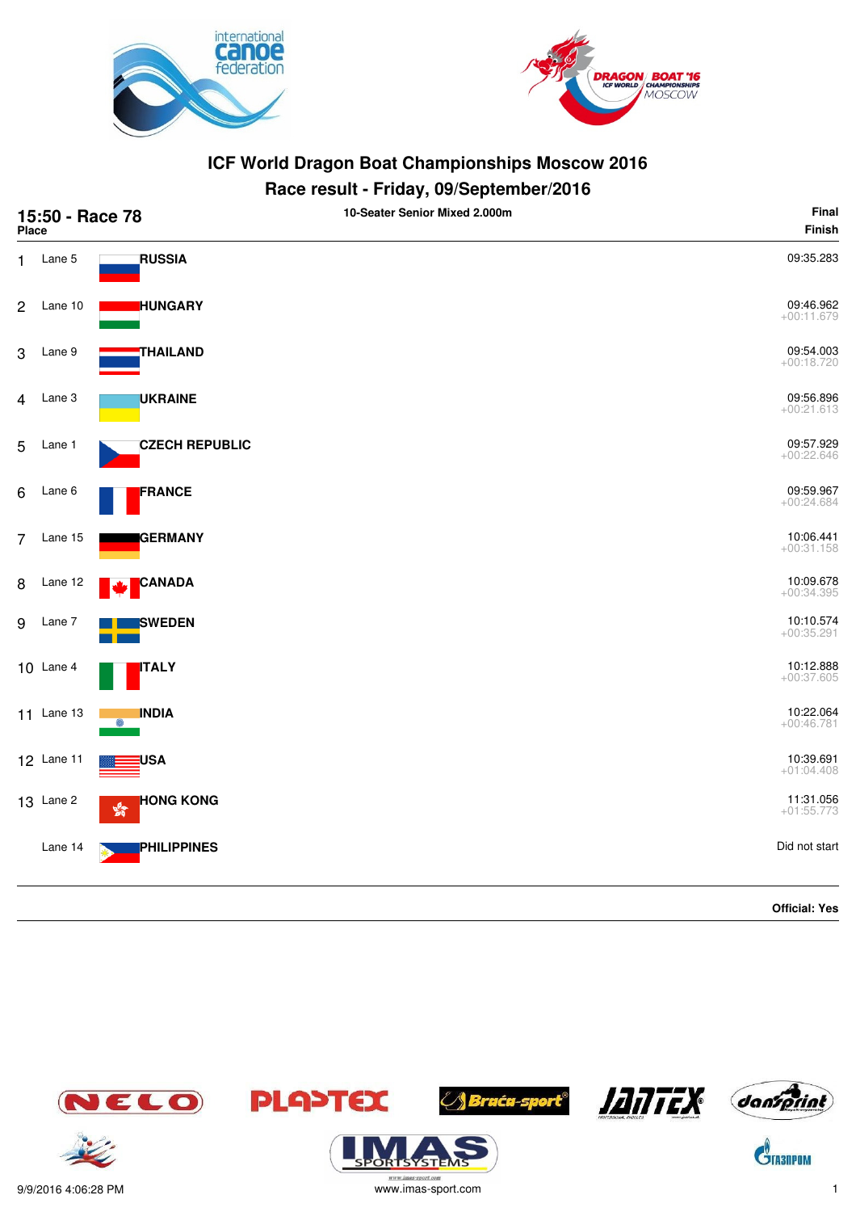# ICF World Dragon Boat Championships Moscow 2016

## Race result - Friday, 09/September/2016

### 15:50 - Race 78

**10-Seater Senior Mixed 2.000m**

**Final**

| Place | Lane | Country | Finish |
|---|---|---|---|
| 1 | Lane 5 | **RUSSIA** | 09:35.283 |
| 2 | Lane 10 | **HUNGARY** | 09:46.962 +00:11.679 |
| 3 | Lane 9 | **THAILAND** | 09:54.003 +00:18.720 |
| 4 | Lane 3 | **UKRAINE** | 09:56.896 +00:21.613 |
| 5 | Lane 1 | **CZECH REPUBLIC** | 09:57.929 +00:22.646 |
| 6 | Lane 6 | **FRANCE** | 09:59.967 +00:24.684 |
| 7 | Lane 15 | **GERMANY** | 10:06.441 +00:31.158 |
| 8 | Lane 12 | **CANADA** | 10:09.678 +00:34.395 |
| 9 | Lane 7 | **SWEDEN** | 10:10.574 +00:35.291 |
| 10 | Lane 4 | **ITALY** | 10:12.888 +00:37.605 |
| 11 | Lane 13 | **INDIA** | 10:22.064 +00:46.781 |
| 12 | Lane 11 | **USA** | 10:39.691 +01:04.408 |
| 13 | Lane 2 | **HONG KONG** | 11:31.056 +01:55.773 |
| | Lane 14 | **PHILIPPINES** | Did not start |

**Official: Yes**

9/9/2016 4:06:28 PM

www.imas-sport.com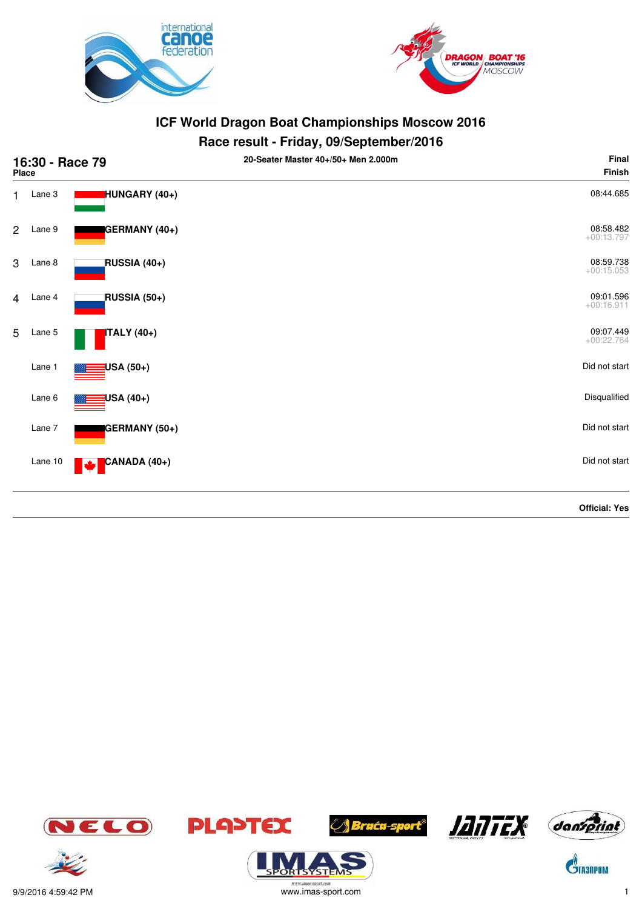# ICF World Dragon Boat Championships Moscow 2016

## Race result - Friday, 09/September/2016

**16:30 - Race 79** — **20-Seater Master 40+/50+ Men 2.000m** — **Final**

| Place | Lane | Team | Finish |
|---|---|---|---|
| 1 | Lane 3 | **HUNGARY (40+)** | 08:44.685 |
| 2 | Lane 9 | **GERMANY (40+)** | 08:58.482 +00:13.797 |
| 3 | Lane 8 | **RUSSIA (40+)** | 08:59.738 +00:15.053 |
| 4 | Lane 4 | **RUSSIA (50+)** | 09:01.596 +00:16.911 |
| 5 | Lane 5 | **ITALY (40+)** | 09:07.449 +00:22.764 |
| | Lane 1 | **USA (50+)** | Did not start |
| | Lane 6 | **USA (40+)** | Disqualified |
| | Lane 7 | **GERMANY (50+)** | Did not start |
| | Lane 10 | **CANADA (40+)** | Did not start |

**Official: Yes**

9/9/2016 4:59:42 PM

www.imas-sport.com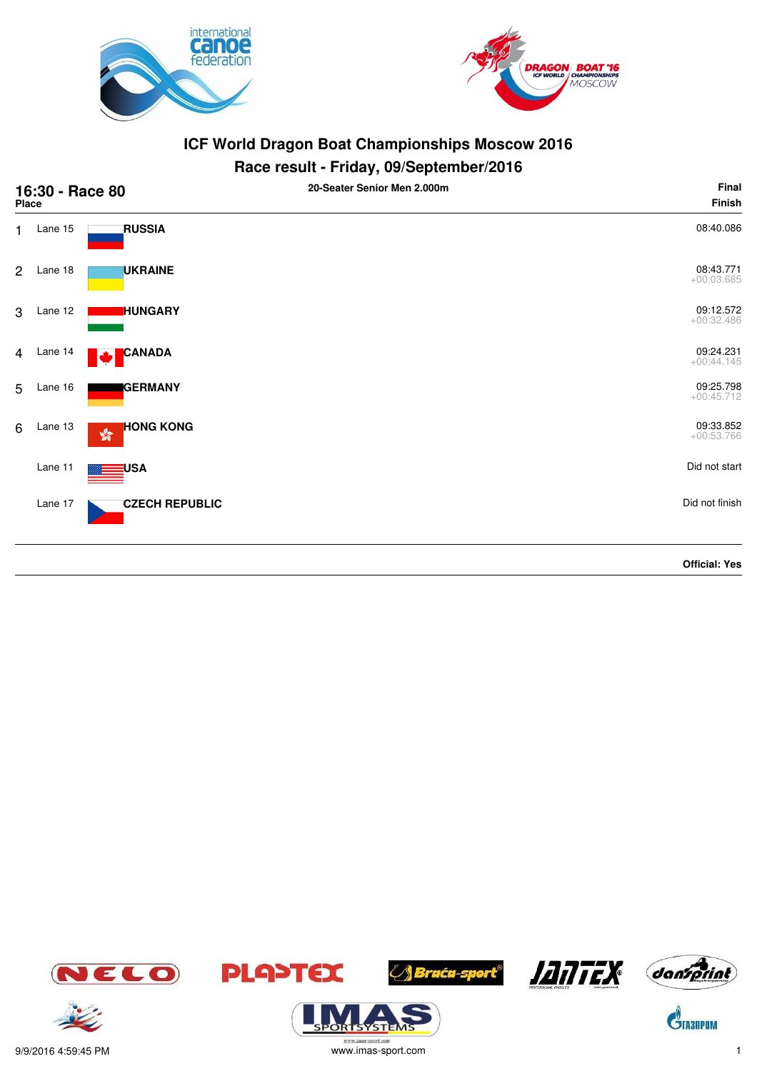# ICF World Dragon Boat Championships Moscow 2016

## Race result - Friday, 09/September/2016

**16:30 - Race 80** — 20-Seater Senior Men 2.000m — **Final**

| Place | Lane | Country | Finish |
|---|---|---|---|
| 1 | Lane 15 | **RUSSIA** | 08:40.086 |
| 2 | Lane 18 | **UKRAINE** | 08:43.771<br>+00:03.685 |
| 3 | Lane 12 | **HUNGARY** | 09:12.572<br>+00:32.486 |
| 4 | Lane 14 | **CANADA** | 09:24.231<br>+00:44.145 |
| 5 | Lane 16 | **GERMANY** | 09:25.798<br>+00:45.712 |
| 6 | Lane 13 | **HONG KONG** | 09:33.852<br>+00:53.766 |
| | Lane 11 | **USA** | Did not start |
| | Lane 17 | **CZECH REPUBLIC** | Did not finish |

**Official: Yes**

9/9/2016 4:59:45 PM — www.imas-sport.com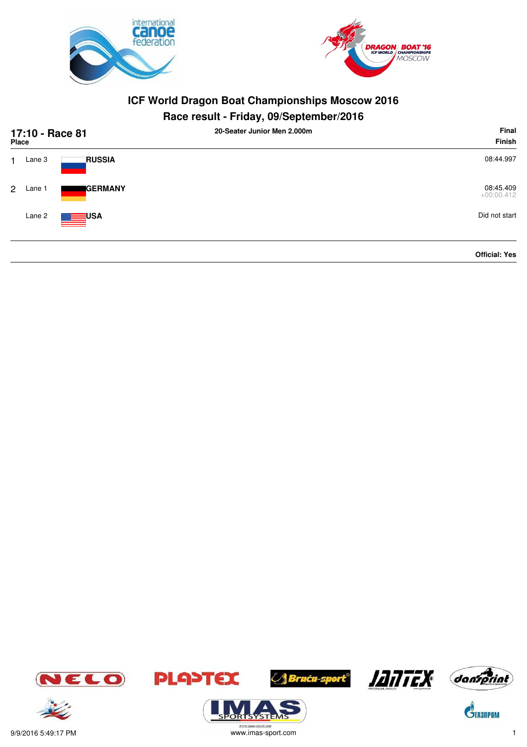# ICF World Dragon Boat Championships Moscow 2016

## Race result - Friday, 09/September/2016

**17:10 - Race 81** — 20-Seater Junior Men 2.000m — **Final**

| Place | Lane | Country | Finish |
|---|---|---|---|
| 1 | Lane 3 | **RUSSIA** | 08:44.997 |
| 2 | Lane 1 | **GERMANY** | 08:45.409 +00:00.412 |
| | Lane 2 | **USA** | Did not start |

**Official: Yes**

9/9/2016 5:49:17 PM

www.imas-sport.com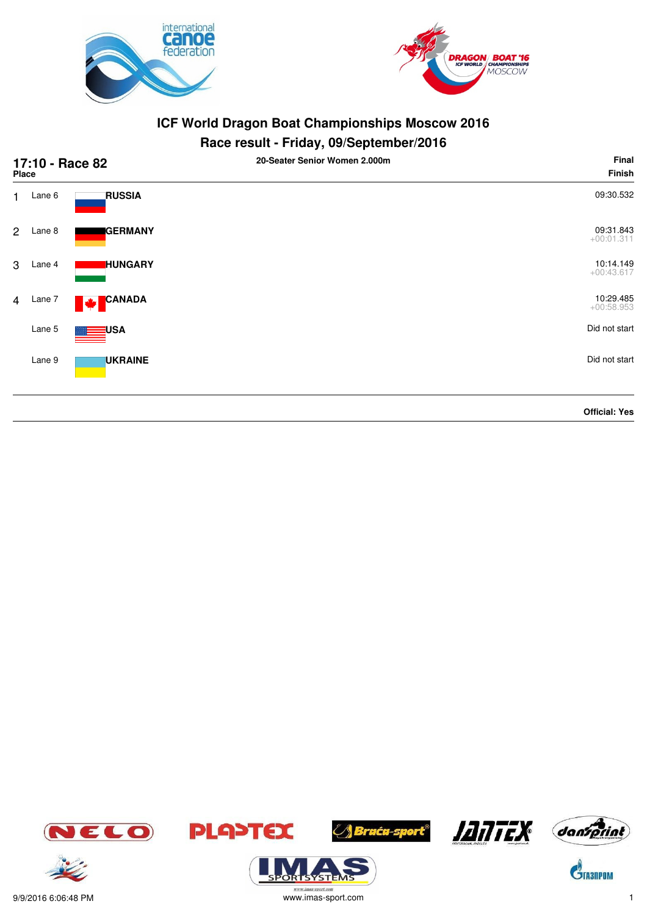# ICF World Dragon Boat Championships Moscow 2016

## Race result - Friday, 09/September/2016

**17:10 - Race 82** | **20-Seater Senior Women 2.000m** | **Final**

| Place | Lane | Country | Finish |
|---|---|---|---|
| 1 | Lane 6 | **RUSSIA** | 09:30.532 |
| 2 | Lane 8 | **GERMANY** | 09:31.843 +00:01.311 |
| 3 | Lane 4 | **HUNGARY** | 10:14.149 +00:43.617 |
| 4 | Lane 7 | **CANADA** | 10:29.485 +00:58.953 |
| | Lane 5 | **USA** | Did not start |
| | Lane 9 | **UKRAINE** | Did not start |

**Official: Yes**

9/9/2016 6:06:48 PM

www.imas-sport.com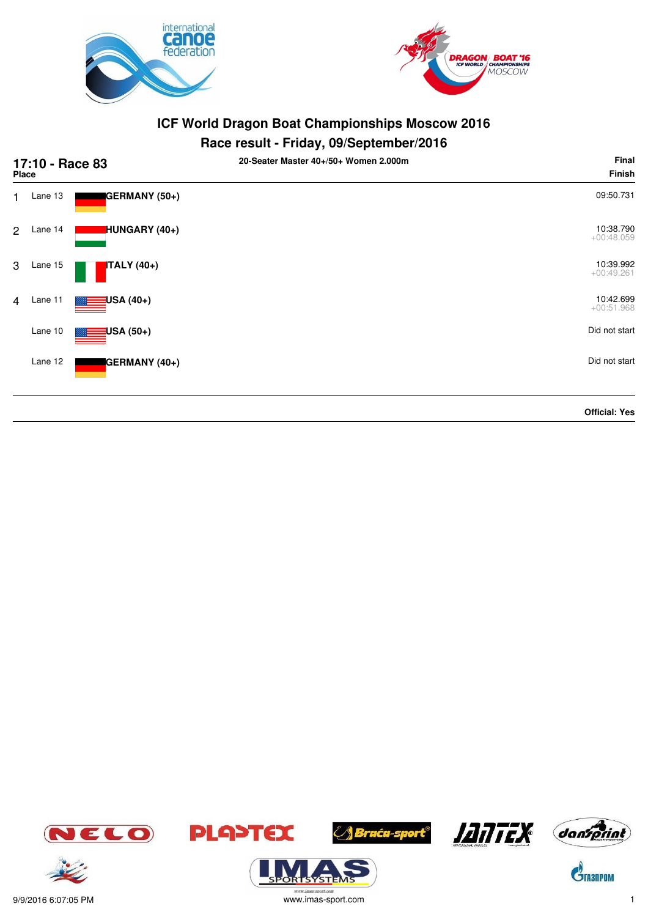# ICF World Dragon Boat Championships Moscow 2016

## Race result - Friday, 09/September/2016

**17:10 - Race 83** — **20-Seater Master 40+/50+ Women 2.000m** — **Final**

| Place | Lane | Crew | Finish |
|---|---|---|---|
| 1 | Lane 13 | **GERMANY (50+)** | 09:50.731 |
| 2 | Lane 14 | **HUNGARY (40+)** | 10:38.790 +00:48.059 |
| 3 | Lane 15 | **ITALY (40+)** | 10:39.992 +00:49.261 |
| 4 | Lane 11 | **USA (40+)** | 10:42.699 +00:51.968 |
| | Lane 10 | **USA (50+)** | Did not start |
| | Lane 12 | **GERMANY (40+)** | Did not start |

**Official: Yes**

9/9/2016 6:07:05 PM

www.imas-sport.com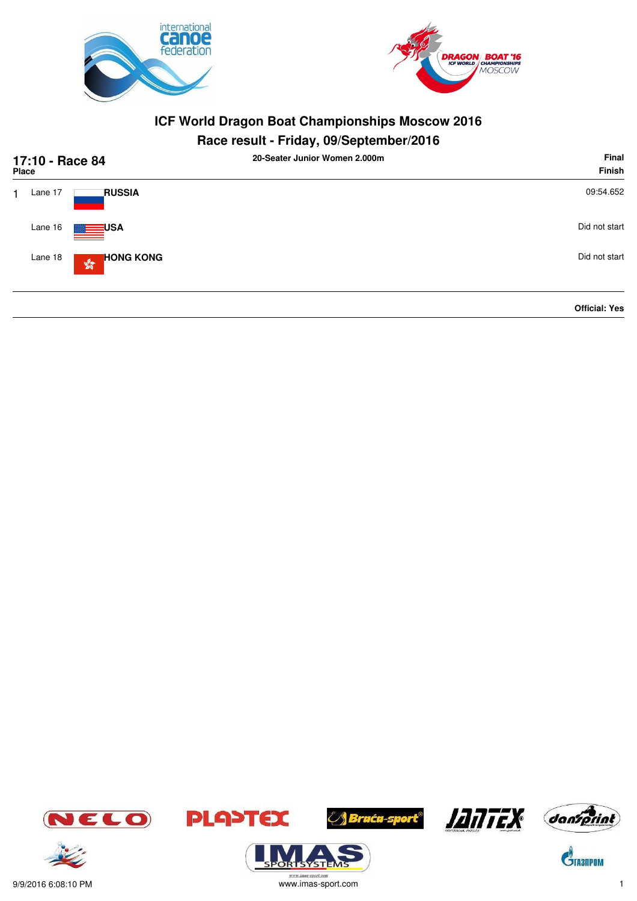# ICF World Dragon Boat Championships Moscow 2016

## Race result - Friday, 09/September/2016

**17:10 - Race 84** — **20-Seater Junior Women 2.000m** — **Final**

| Place | Lane | Country | Finish |
|---|---|---|---|
| 1 | Lane 17 | RUSSIA | 09:54.652 |
| | Lane 16 | USA | Did not start |
| | Lane 18 | HONG KONG | Did not start |

**Official: Yes**

9/9/2016 6:08:10 PM

www.imas-sport.com